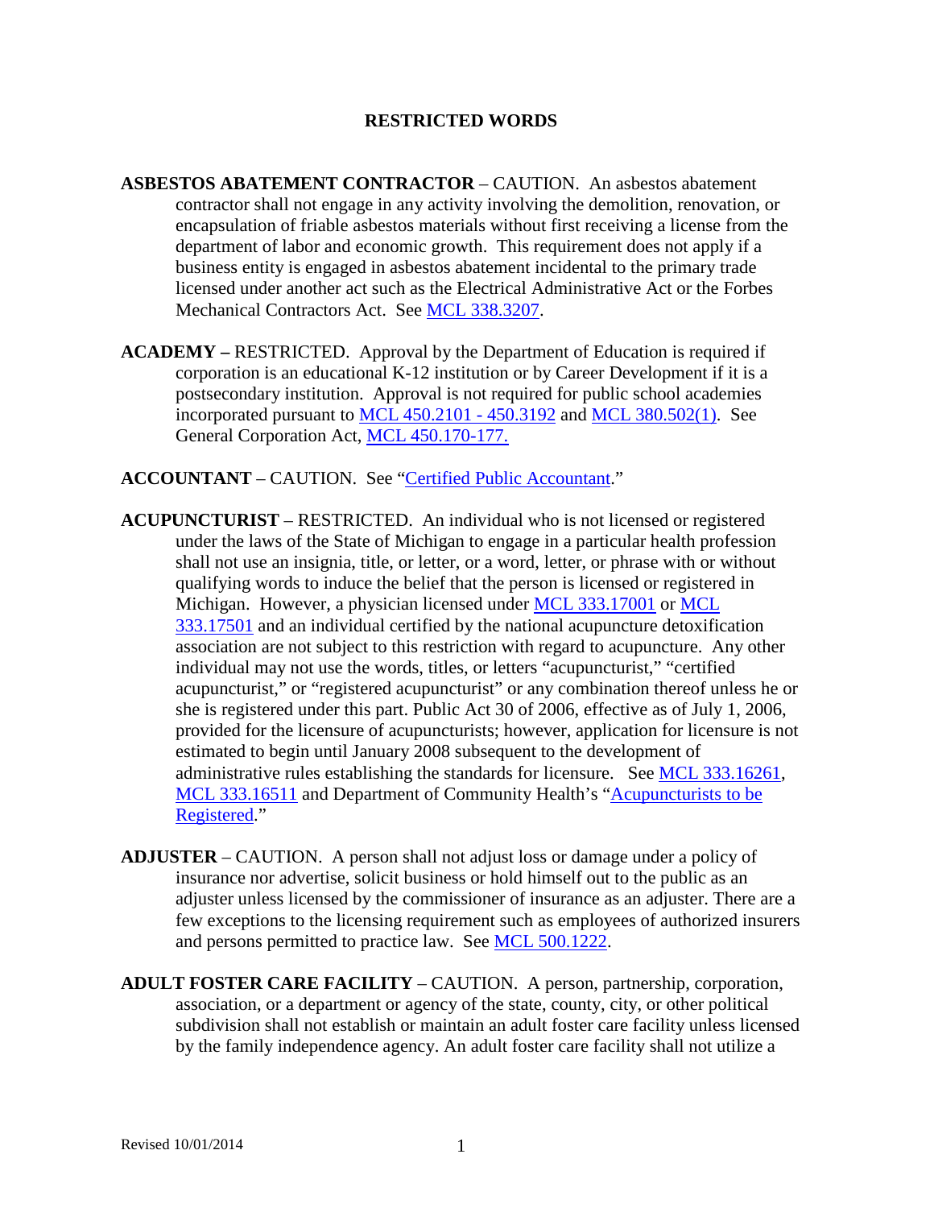# RESTRICTED WORDS

**ASBESTOS ABATEMENT CONTRACTOR** – CAUTION. An asbestos abatement contractor shall not engage in any activity involving the demolition, renovation, or encapsulation of friable asbestos materials without first receiving a license from the department of labor and economic growth. This requirement does not apply if a business entity is engaged in asbestos abatement incidental to the primary trade licensed under another act such as the Electrical Administrative Act or the Forbes Mechanical Contractors Act. See MCL 338.3207.

**ACADEMY –** RESTRICTED. Approval by the Department of Education is required if corporation is an educational K-12 institution or by Career Development if it is a postsecondary institution. Approval is not required for public school academies incorporated pursuant to MCL 450.2101 - 450.3192 and MCL 380.502(1). See General Corporation Act, MCL 450.170-177.

**ACCOUNTANT** – CAUTION. See "Certified Public Accountant."

**ACUPUNCTURIST** – RESTRICTED. An individual who is not licensed or registered under the laws of the State of Michigan to engage in a particular health profession shall not use an insignia, title, or letter, or a word, letter, or phrase with or without qualifying words to induce the belief that the person is licensed or registered in Michigan. However, a physician licensed under MCL 333.17001 or MCL 333.17501 and an individual certified by the national acupuncture detoxification association are not subject to this restriction with regard to acupuncture. Any other individual may not use the words, titles, or letters "acupuncturist," "certified acupuncturist," or "registered acupuncturist" or any combination thereof unless he or she is registered under this part. Public Act 30 of 2006, effective as of July 1, 2006, provided for the licensure of acupuncturists; however, application for licensure is not estimated to begin until January 2008 subsequent to the development of administrative rules establishing the standards for licensure. See MCL 333.16261, MCL 333.16511 and Department of Community Health's "Acupuncturists to be Registered."

**ADJUSTER** – CAUTION. A person shall not adjust loss or damage under a policy of insurance nor advertise, solicit business or hold himself out to the public as an adjuster unless licensed by the commissioner of insurance as an adjuster. There are a few exceptions to the licensing requirement such as employees of authorized insurers and persons permitted to practice law. See MCL 500.1222.

**ADULT FOSTER CARE FACILITY** – CAUTION. A person, partnership, corporation, association, or a department or agency of the state, county, city, or other political subdivision shall not establish or maintain an adult foster care facility unless licensed by the family independence agency. An adult foster care facility shall not utilize a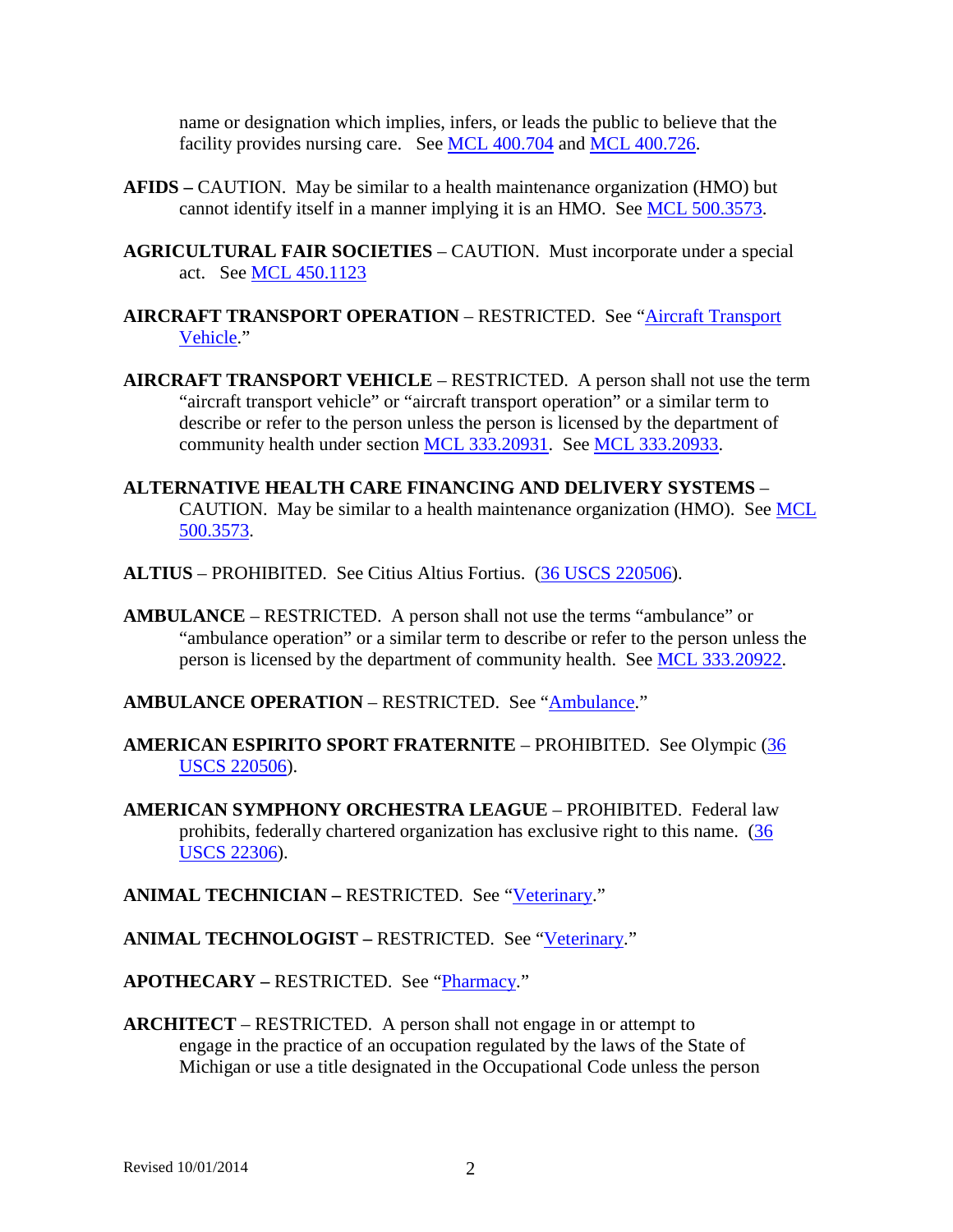name or designation which implies, infers, or leads the public to believe that the facility provides nursing care. See MCL 400.704 and MCL 400.726.

**AFIDS –** CAUTION. May be similar to a health maintenance organization (HMO) but cannot identify itself in a manner implying it is an HMO. See MCL 500.3573.

**AGRICULTURAL FAIR SOCIETIES** – CAUTION. Must incorporate under a special act. See MCL 450.1123

**AIRCRAFT TRANSPORT OPERATION** – RESTRICTED. See "Aircraft Transport Vehicle."

**AIRCRAFT TRANSPORT VEHICLE** – RESTRICTED. A person shall not use the term "aircraft transport vehicle" or "aircraft transport operation" or a similar term to describe or refer to the person unless the person is licensed by the department of community health under section MCL 333.20931. See MCL 333.20933.

**ALTERNATIVE HEALTH CARE FINANCING AND DELIVERY SYSTEMS** – CAUTION. May be similar to a health maintenance organization (HMO). See MCL 500.3573.

**ALTIUS** – PROHIBITED. See Citius Altius Fortius. (36 USCS 220506).

**AMBULANCE** – RESTRICTED. A person shall not use the terms "ambulance" or "ambulance operation" or a similar term to describe or refer to the person unless the person is licensed by the department of community health. See MCL 333.20922.

**AMBULANCE OPERATION** – RESTRICTED. See "Ambulance."

**AMERICAN ESPIRITO SPORT FRATERNITE** – PROHIBITED. See Olympic (36 USCS 220506).

**AMERICAN SYMPHONY ORCHESTRA LEAGUE** – PROHIBITED. Federal law prohibits, federally chartered organization has exclusive right to this name. (36 USCS 22306).

**ANIMAL TECHNICIAN –** RESTRICTED. See "Veterinary."

**ANIMAL TECHNOLOGIST –** RESTRICTED. See "Veterinary."

**APOTHECARY –** RESTRICTED. See "Pharmacy."

**ARCHITECT** – RESTRICTED. A person shall not engage in or attempt to engage in the practice of an occupation regulated by the laws of the State of Michigan or use a title designated in the Occupational Code unless the person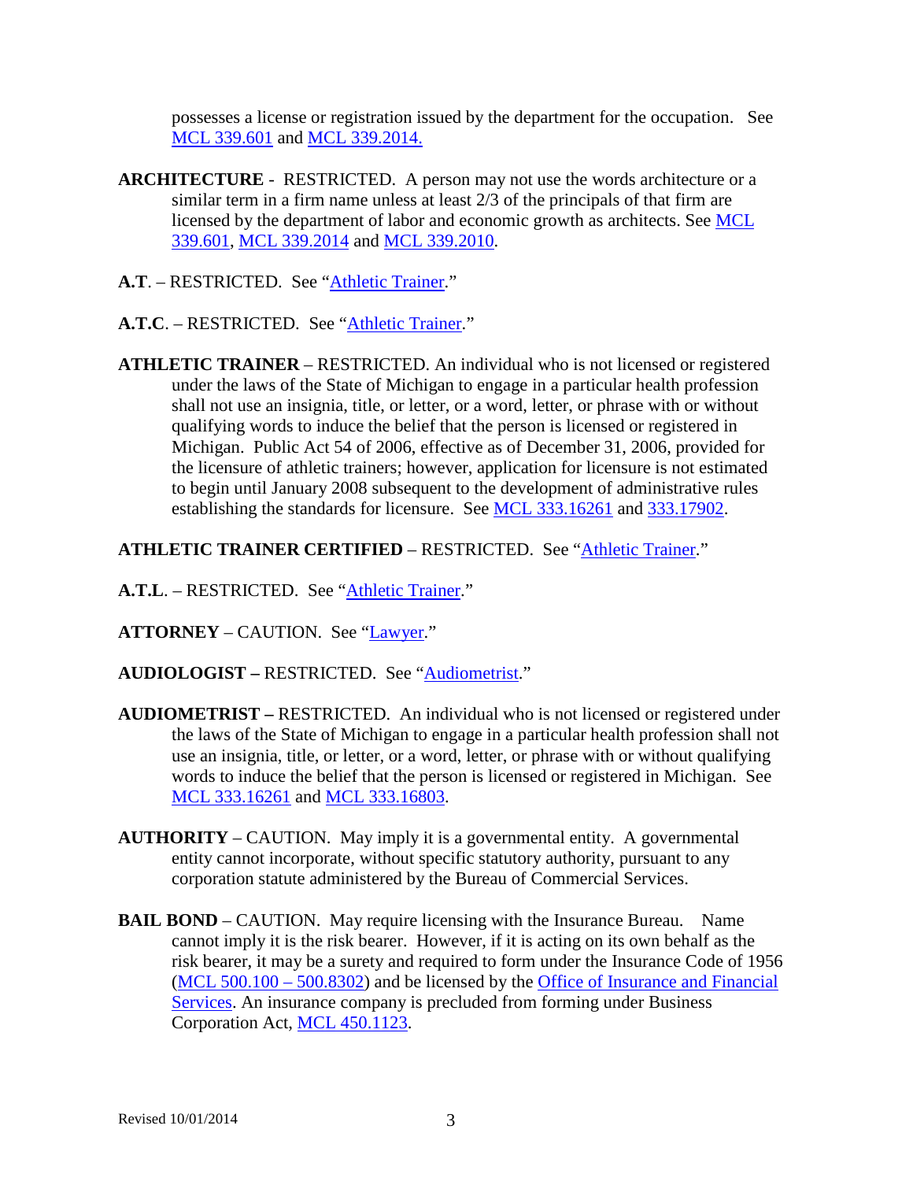possesses a license or registration issued by the department for the occupation. See [MCL 339.601](MCL 339.601) and [MCL 339.2014.](MCL 339.2014)

**ARCHITECTURE** - RESTRICTED. A person may not use the words architecture or a similar term in a firm name unless at least 2/3 of the principals of that firm are licensed by the department of labor and economic growth as architects. See MCL 339.601, MCL 339.2014 and MCL 339.2010.

**A.T**. – RESTRICTED. See "Athletic Trainer."

**A.T.C**. – RESTRICTED. See "Athletic Trainer."

**ATHLETIC TRAINER** – RESTRICTED. An individual who is not licensed or registered under the laws of the State of Michigan to engage in a particular health profession shall not use an insignia, title, or letter, or a word, letter, or phrase with or without qualifying words to induce the belief that the person is licensed or registered in Michigan. Public Act 54 of 2006, effective as of December 31, 2006, provided for the licensure of athletic trainers; however, application for licensure is not estimated to begin until January 2008 subsequent to the development of administrative rules establishing the standards for licensure. See MCL 333.16261 and 333.17902.

**ATHLETIC TRAINER CERTIFIED** – RESTRICTED. See "Athletic Trainer."

**A.T.L**. – RESTRICTED. See "Athletic Trainer."

**ATTORNEY** – CAUTION. See "Lawyer."

**AUDIOLOGIST –** RESTRICTED. See "Audiometrist."

**AUDIOMETRIST –** RESTRICTED. An individual who is not licensed or registered under the laws of the State of Michigan to engage in a particular health profession shall not use an insignia, title, or letter, or a word, letter, or phrase with or without qualifying words to induce the belief that the person is licensed or registered in Michigan. See MCL 333.16261 and MCL 333.16803.

**AUTHORITY** – CAUTION. May imply it is a governmental entity. A governmental entity cannot incorporate, without specific statutory authority, pursuant to any corporation statute administered by the Bureau of Commercial Services.

**BAIL BOND** – CAUTION. May require licensing with the Insurance Bureau. Name cannot imply it is the risk bearer. However, if it is acting on its own behalf as the risk bearer, it may be a surety and required to form under the Insurance Code of 1956 (MCL 500.100 – 500.8302) and be licensed by the Office of Insurance and Financial Services. An insurance company is precluded from forming under Business Corporation Act, MCL 450.1123.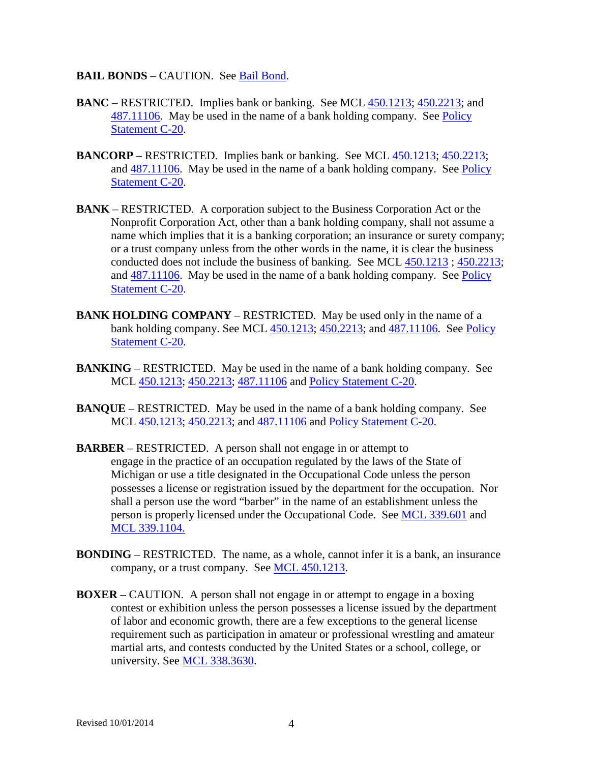**BAIL BONDS** – CAUTION. See Bail Bond.

**BANC** – RESTRICTED. Implies bank or banking. See MCL 450.1213; 450.2213; and 487.11106. May be used in the name of a bank holding company. See Policy Statement C-20.

**BANCORP** – RESTRICTED. Implies bank or banking. See MCL 450.1213; 450.2213; and 487.11106. May be used in the name of a bank holding company. See Policy Statement C-20.

**BANK** – RESTRICTED. A corporation subject to the Business Corporation Act or the Nonprofit Corporation Act, other than a bank holding company, shall not assume a name which implies that it is a banking corporation; an insurance or surety company; or a trust company unless from the other words in the name, it is clear the business conducted does not include the business of banking. See MCL 450.1213 ; 450.2213; and 487.11106. May be used in the name of a bank holding company. See Policy Statement C-20.

**BANK HOLDING COMPANY** – RESTRICTED. May be used only in the name of a bank holding company. See MCL 450.1213; 450.2213; and 487.11106. See Policy Statement C-20.

**BANKING** – RESTRICTED. May be used in the name of a bank holding company. See MCL 450.1213; 450.2213; 487.11106 and Policy Statement C-20.

**BANQUE** – RESTRICTED. May be used in the name of a bank holding company. See MCL 450.1213; 450.2213; and 487.11106 and Policy Statement C-20.

**BARBER** – RESTRICTED. A person shall not engage in or attempt to engage in the practice of an occupation regulated by the laws of the State of Michigan or use a title designated in the Occupational Code unless the person possesses a license or registration issued by the department for the occupation. Nor shall a person use the word "barber" in the name of an establishment unless the person is properly licensed under the Occupational Code. See MCL 339.601 and MCL 339.1104.

**BONDING** – RESTRICTED. The name, as a whole, cannot infer it is a bank, an insurance company, or a trust company. See MCL 450.1213.

**BOXER** – CAUTION. A person shall not engage in or attempt to engage in a boxing contest or exhibition unless the person possesses a license issued by the department of labor and economic growth, there are a few exceptions to the general license requirement such as participation in amateur or professional wrestling and amateur martial arts, and contests conducted by the United States or a school, college, or university. See MCL 338.3630.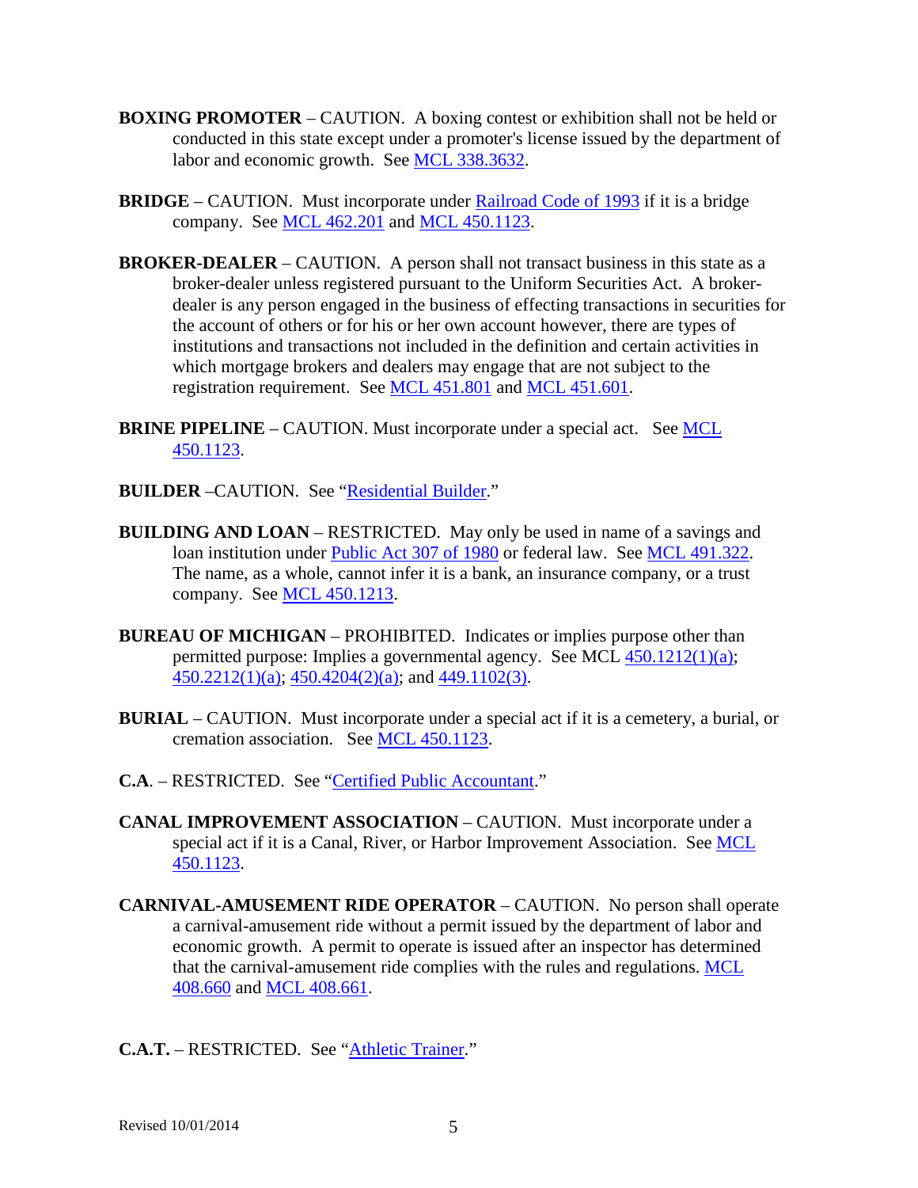**BOXING PROMOTER** – CAUTION. A boxing contest or exhibition shall not be held or conducted in this state except under a promoter's license issued by the department of labor and economic growth. See MCL 338.3632.

**BRIDGE** – CAUTION. Must incorporate under Railroad Code of 1993 if it is a bridge company. See MCL 462.201 and MCL 450.1123.

**BROKER-DEALER** – CAUTION. A person shall not transact business in this state as a broker-dealer unless registered pursuant to the Uniform Securities Act. A broker-dealer is any person engaged in the business of effecting transactions in securities for the account of others or for his or her own account however, there are types of institutions and transactions not included in the definition and certain activities in which mortgage brokers and dealers may engage that are not subject to the registration requirement. See MCL 451.801 and MCL 451.601.

**BRINE PIPELINE** – CAUTION. Must incorporate under a special act. See MCL 450.1123.

**BUILDER** –CAUTION. See "Residential Builder."

**BUILDING AND LOAN** – RESTRICTED. May only be used in name of a savings and loan institution under Public Act 307 of 1980 or federal law. See MCL 491.322. The name, as a whole, cannot infer it is a bank, an insurance company, or a trust company. See MCL 450.1213.

**BUREAU OF MICHIGAN** – PROHIBITED. Indicates or implies purpose other than permitted purpose: Implies a governmental agency. See MCL 450.1212(1)(a); 450.2212(1)(a); 450.4204(2)(a); and 449.1102(3).

**BURIAL** – CAUTION. Must incorporate under a special act if it is a cemetery, a burial, or cremation association. See MCL 450.1123.

**C.A**. – RESTRICTED. See "Certified Public Accountant."

**CANAL IMPROVEMENT ASSOCIATION** – CAUTION. Must incorporate under a special act if it is a Canal, River, or Harbor Improvement Association. See MCL 450.1123.

**CARNIVAL-AMUSEMENT RIDE OPERATOR** – CAUTION. No person shall operate a carnival-amusement ride without a permit issued by the department of labor and economic growth. A permit to operate is issued after an inspector has determined that the carnival-amusement ride complies with the rules and regulations. MCL 408.660 and MCL 408.661.

**C.A.T.** – RESTRICTED. See "Athletic Trainer."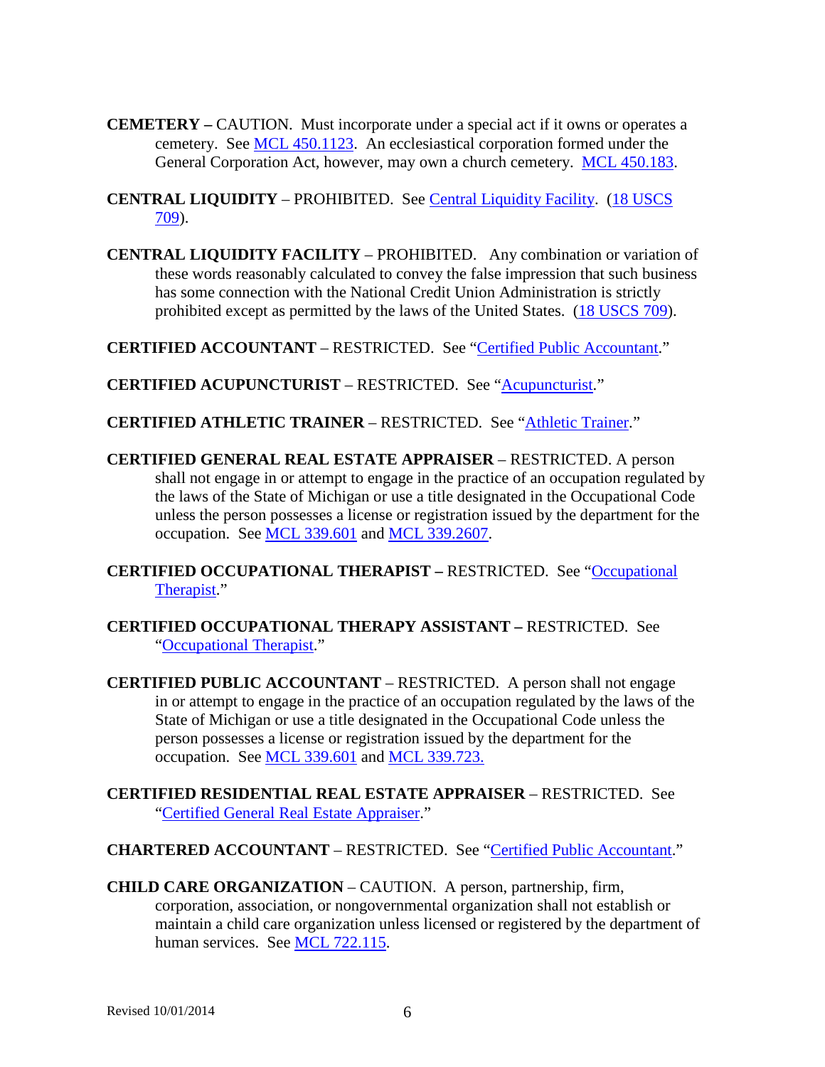**CEMETERY –** CAUTION. Must incorporate under a special act if it owns or operates a cemetery. See MCL 450.1123. An ecclesiastical corporation formed under the General Corporation Act, however, may own a church cemetery. MCL 450.183.

**CENTRAL LIQUIDITY** – PROHIBITED. See Central Liquidity Facility. (18 USCS 709).

**CENTRAL LIQUIDITY FACILITY** – PROHIBITED. Any combination or variation of these words reasonably calculated to convey the false impression that such business has some connection with the National Credit Union Administration is strictly prohibited except as permitted by the laws of the United States. (18 USCS 709).

**CERTIFIED ACCOUNTANT** – RESTRICTED. See "Certified Public Accountant."

**CERTIFIED ACUPUNCTURIST** – RESTRICTED. See "Acupuncturist."

**CERTIFIED ATHLETIC TRAINER** – RESTRICTED. See "Athletic Trainer."

**CERTIFIED GENERAL REAL ESTATE APPRAISER** – RESTRICTED. A person shall not engage in or attempt to engage in the practice of an occupation regulated by the laws of the State of Michigan or use a title designated in the Occupational Code unless the person possesses a license or registration issued by the department for the occupation. See MCL 339.601 and MCL 339.2607.

**CERTIFIED OCCUPATIONAL THERAPIST –** RESTRICTED. See "Occupational Therapist."

**CERTIFIED OCCUPATIONAL THERAPY ASSISTANT –** RESTRICTED. See "Occupational Therapist."

**CERTIFIED PUBLIC ACCOUNTANT** – RESTRICTED. A person shall not engage in or attempt to engage in the practice of an occupation regulated by the laws of the State of Michigan or use a title designated in the Occupational Code unless the person possesses a license or registration issued by the department for the occupation. See MCL 339.601 and MCL 339.723.

**CERTIFIED RESIDENTIAL REAL ESTATE APPRAISER** – RESTRICTED. See "Certified General Real Estate Appraiser."

**CHARTERED ACCOUNTANT** – RESTRICTED. See "Certified Public Accountant."

**CHILD CARE ORGANIZATION** – CAUTION. A person, partnership, firm, corporation, association, or nongovernmental organization shall not establish or maintain a child care organization unless licensed or registered by the department of human services. See MCL 722.115.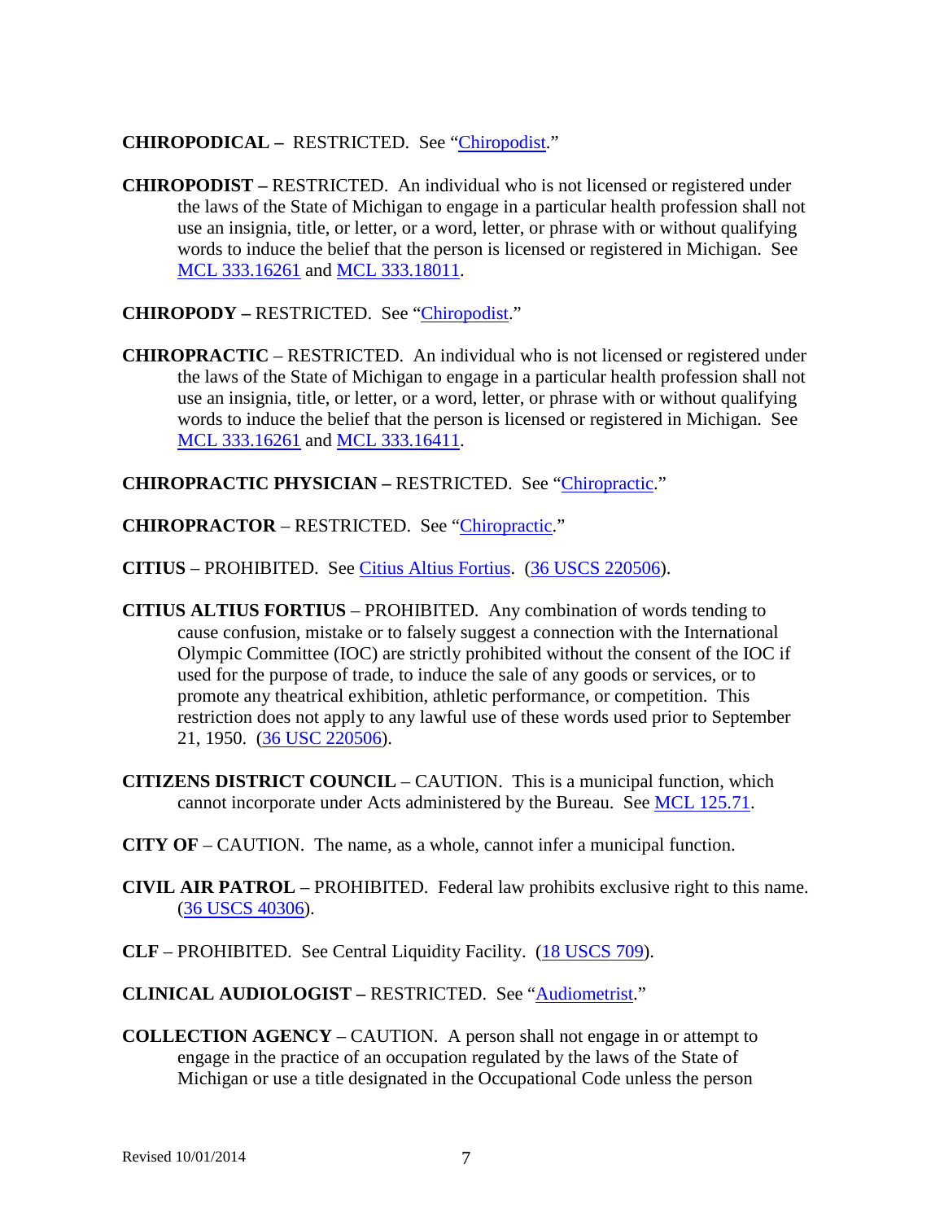**CHIROPODICAL –** RESTRICTED. See "Chiropodist."

**CHIROPODIST –** RESTRICTED. An individual who is not licensed or registered under the laws of the State of Michigan to engage in a particular health profession shall not use an insignia, title, or letter, or a word, letter, or phrase with or without qualifying words to induce the belief that the person is licensed or registered in Michigan. See MCL 333.16261 and MCL 333.18011.

**CHIROPODY –** RESTRICTED. See "Chiropodist."

**CHIROPRACTIC** – RESTRICTED. An individual who is not licensed or registered under the laws of the State of Michigan to engage in a particular health profession shall not use an insignia, title, or letter, or a word, letter, or phrase with or without qualifying words to induce the belief that the person is licensed or registered in Michigan. See MCL 333.16261 and MCL 333.16411.

**CHIROPRACTIC PHYSICIAN –** RESTRICTED. See "Chiropractic."

**CHIROPRACTOR** – RESTRICTED. See "Chiropractic."

**CITIUS** – PROHIBITED. See Citius Altius Fortius. (36 USCS 220506).

**CITIUS ALTIUS FORTIUS** – PROHIBITED. Any combination of words tending to cause confusion, mistake or to falsely suggest a connection with the International Olympic Committee (IOC) are strictly prohibited without the consent of the IOC if used for the purpose of trade, to induce the sale of any goods or services, or to promote any theatrical exhibition, athletic performance, or competition. This restriction does not apply to any lawful use of these words used prior to September 21, 1950. (36 USC 220506).

**CITIZENS DISTRICT COUNCIL** – CAUTION. This is a municipal function, which cannot incorporate under Acts administered by the Bureau. See MCL 125.71.

**CITY OF** – CAUTION. The name, as a whole, cannot infer a municipal function.

**CIVIL AIR PATROL** – PROHIBITED. Federal law prohibits exclusive right to this name. (36 USCS 40306).

**CLF** – PROHIBITED. See Central Liquidity Facility. (18 USCS 709).

**CLINICAL AUDIOLOGIST –** RESTRICTED. See "Audiometrist."

**COLLECTION AGENCY** – CAUTION. A person shall not engage in or attempt to engage in the practice of an occupation regulated by the laws of the State of Michigan or use a title designated in the Occupational Code unless the person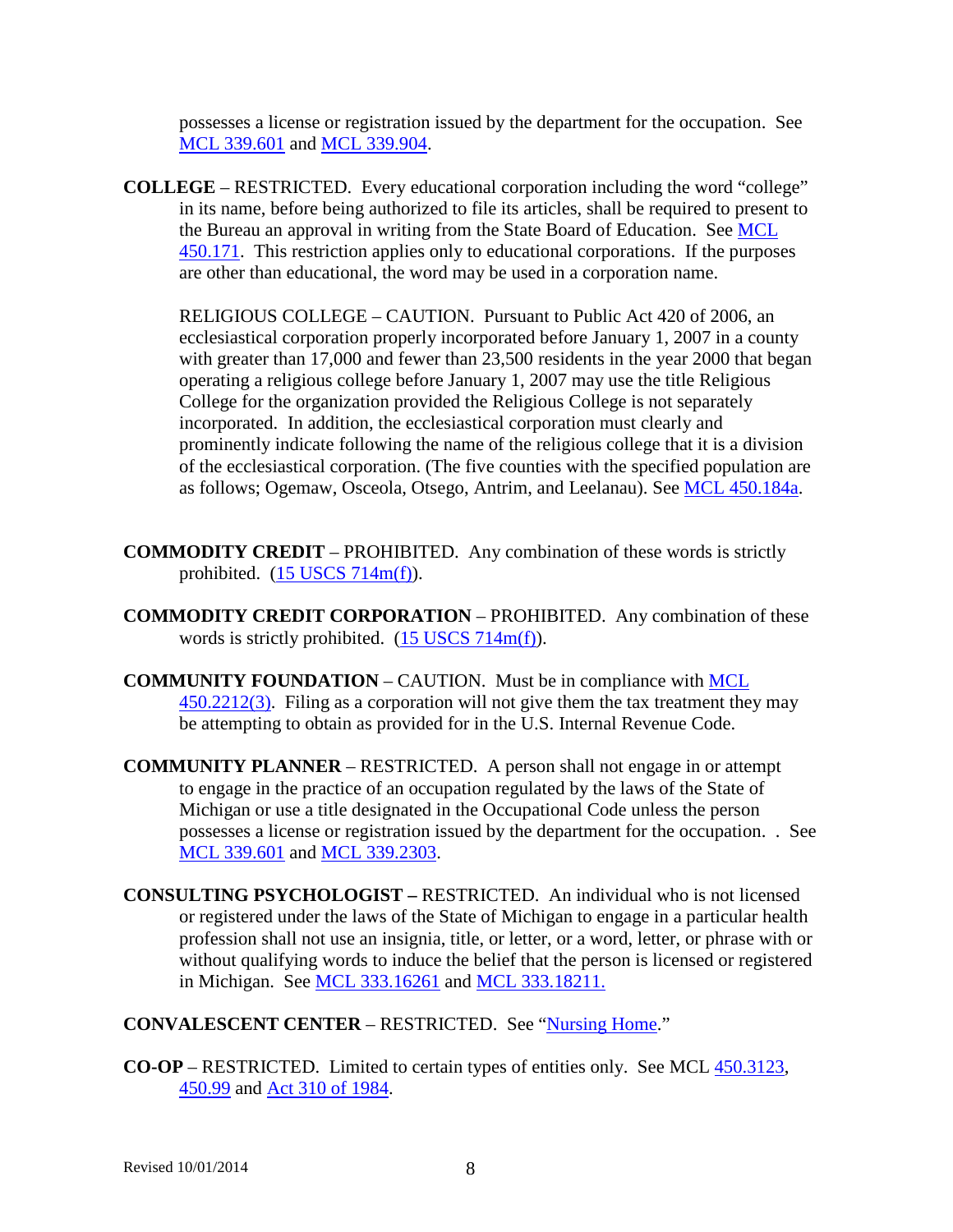possesses a license or registration issued by the department for the occupation. See MCL 339.601 and MCL 339.904.

**COLLEGE** – RESTRICTED. Every educational corporation including the word "college" in its name, before being authorized to file its articles, shall be required to present to the Bureau an approval in writing from the State Board of Education. See MCL 450.171. This restriction applies only to educational corporations. If the purposes are other than educational, the word may be used in a corporation name.

RELIGIOUS COLLEGE – CAUTION. Pursuant to Public Act 420 of 2006, an ecclesiastical corporation properly incorporated before January 1, 2007 in a county with greater than 17,000 and fewer than 23,500 residents in the year 2000 that began operating a religious college before January 1, 2007 may use the title Religious College for the organization provided the Religious College is not separately incorporated. In addition, the ecclesiastical corporation must clearly and prominently indicate following the name of the religious college that it is a division of the ecclesiastical corporation. (The five counties with the specified population are as follows; Ogemaw, Osceola, Otsego, Antrim, and Leelanau). See MCL 450.184a.

**COMMODITY CREDIT** – PROHIBITED. Any combination of these words is strictly prohibited. (15 USCS 714m(f)).

**COMMODITY CREDIT CORPORATION** – PROHIBITED. Any combination of these words is strictly prohibited. (15 USCS 714m(f)).

**COMMUNITY FOUNDATION** – CAUTION. Must be in compliance with MCL 450.2212(3). Filing as a corporation will not give them the tax treatment they may be attempting to obtain as provided for in the U.S. Internal Revenue Code.

**COMMUNITY PLANNER** – RESTRICTED. A person shall not engage in or attempt to engage in the practice of an occupation regulated by the laws of the State of Michigan or use a title designated in the Occupational Code unless the person possesses a license or registration issued by the department for the occupation. . See MCL 339.601 and MCL 339.2303.

**CONSULTING PSYCHOLOGIST** – RESTRICTED. An individual who is not licensed or registered under the laws of the State of Michigan to engage in a particular health profession shall not use an insignia, title, or letter, or a word, letter, or phrase with or without qualifying words to induce the belief that the person is licensed or registered in Michigan. See MCL 333.16261 and MCL 333.18211.

**CONVALESCENT CENTER** – RESTRICTED. See "Nursing Home."

**CO-OP** – RESTRICTED. Limited to certain types of entities only. See MCL 450.3123, 450.99 and Act 310 of 1984.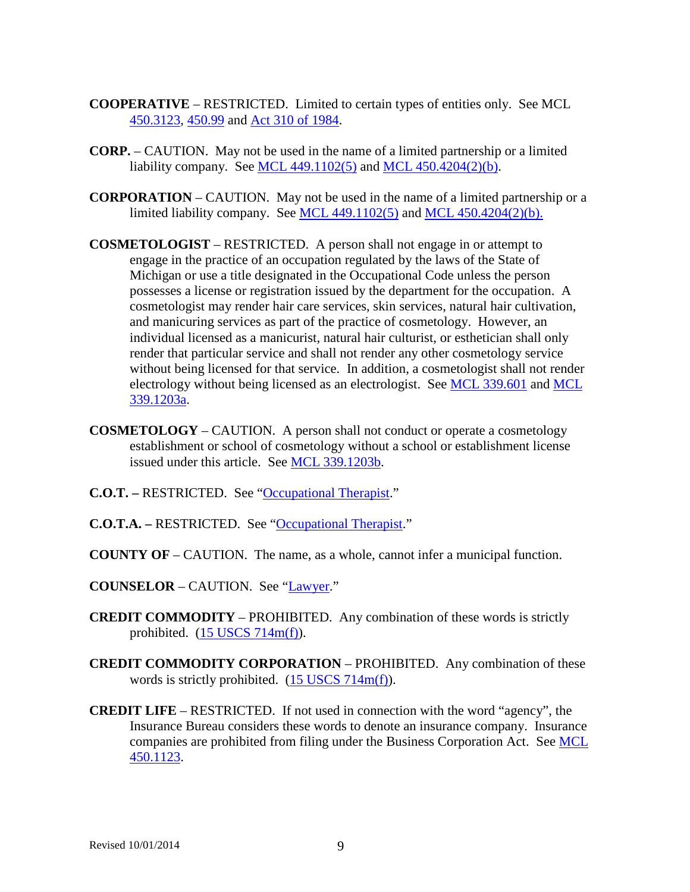**COOPERATIVE** – RESTRICTED. Limited to certain types of entities only. See MCL 450.3123, 450.99 and Act 310 of 1984.

**CORP.** – CAUTION. May not be used in the name of a limited partnership or a limited liability company. See MCL 449.1102(5) and MCL 450.4204(2)(b).

**CORPORATION** – CAUTION. May not be used in the name of a limited partnership or a limited liability company. See MCL 449.1102(5) and MCL 450.4204(2)(b).

**COSMETOLOGIST** – RESTRICTED. A person shall not engage in or attempt to engage in the practice of an occupation regulated by the laws of the State of Michigan or use a title designated in the Occupational Code unless the person possesses a license or registration issued by the department for the occupation. A cosmetologist may render hair care services, skin services, natural hair cultivation, and manicuring services as part of the practice of cosmetology. However, an individual licensed as a manicurist, natural hair culturist, or esthetician shall only render that particular service and shall not render any other cosmetology service without being licensed for that service. In addition, a cosmetologist shall not render electrology without being licensed as an electrologist. See MCL 339.601 and MCL 339.1203a.

**COSMETOLOGY** – CAUTION. A person shall not conduct or operate a cosmetology establishment or school of cosmetology without a school or establishment license issued under this article. See MCL 339.1203b.

**C.O.T. –** RESTRICTED. See "Occupational Therapist."

**C.O.T.A. –** RESTRICTED. See "Occupational Therapist."

**COUNTY OF** – CAUTION. The name, as a whole, cannot infer a municipal function.

**COUNSELOR** – CAUTION. See "Lawyer."

**CREDIT COMMODITY** – PROHIBITED. Any combination of these words is strictly prohibited. (15 USCS 714m(f)).

**CREDIT COMMODITY CORPORATION** – PROHIBITED. Any combination of these words is strictly prohibited. (15 USCS 714m(f)).

**CREDIT LIFE** – RESTRICTED. If not used in connection with the word "agency", the Insurance Bureau considers these words to denote an insurance company. Insurance companies are prohibited from filing under the Business Corporation Act. See MCL 450.1123.

Revised 10/01/2014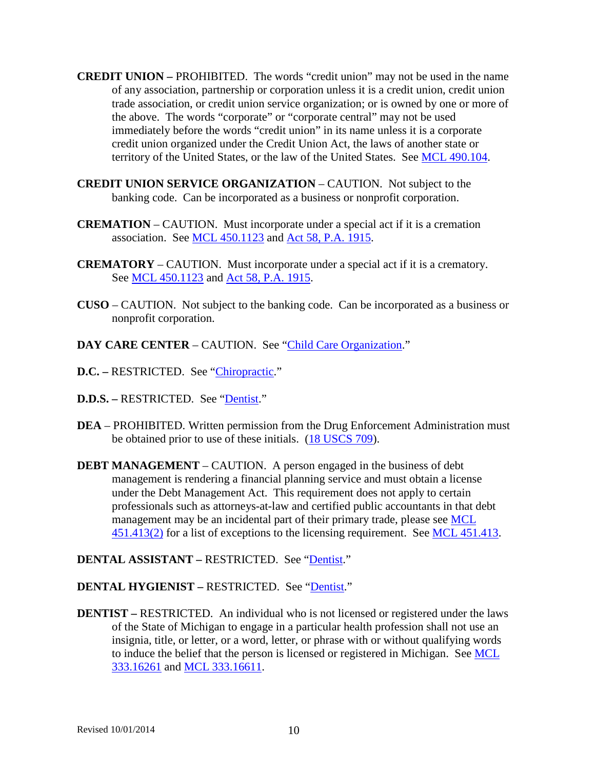**CREDIT UNION –** PROHIBITED. The words "credit union" may not be used in the name of any association, partnership or corporation unless it is a credit union, credit union trade association, or credit union service organization; or is owned by one or more of the above. The words "corporate" or "corporate central" may not be used immediately before the words "credit union" in its name unless it is a corporate credit union organized under the Credit Union Act, the laws of another state or territory of the United States, or the law of the United States. See MCL 490.104.

**CREDIT UNION SERVICE ORGANIZATION** – CAUTION. Not subject to the banking code. Can be incorporated as a business or nonprofit corporation.

**CREMATION** – CAUTION. Must incorporate under a special act if it is a cremation association. See MCL 450.1123 and Act 58, P.A. 1915.

**CREMATORY** – CAUTION. Must incorporate under a special act if it is a crematory. See MCL 450.1123 and Act 58, P.A. 1915.

**CUSO** – CAUTION. Not subject to the banking code. Can be incorporated as a business or nonprofit corporation.

**DAY CARE CENTER** – CAUTION. See "Child Care Organization."

**D.C. –** RESTRICTED. See "Chiropractic."

**D.D.S. –** RESTRICTED. See "Dentist."

**DEA** – PROHIBITED. Written permission from the Drug Enforcement Administration must be obtained prior to use of these initials. (18 USCS 709).

**DEBT MANAGEMENT** – CAUTION. A person engaged in the business of debt management is rendering a financial planning service and must obtain a license under the Debt Management Act. This requirement does not apply to certain professionals such as attorneys-at-law and certified public accountants in that debt management may be an incidental part of their primary trade, please see MCL 451.413(2) for a list of exceptions to the licensing requirement. See MCL 451.413.

**DENTAL ASSISTANT –** RESTRICTED. See "Dentist."

**DENTAL HYGIENIST –** RESTRICTED. See "Dentist."

**DENTIST –** RESTRICTED. An individual who is not licensed or registered under the laws of the State of Michigan to engage in a particular health profession shall not use an insignia, title, or letter, or a word, letter, or phrase with or without qualifying words to induce the belief that the person is licensed or registered in Michigan. See MCL 333.16261 and MCL 333.16611.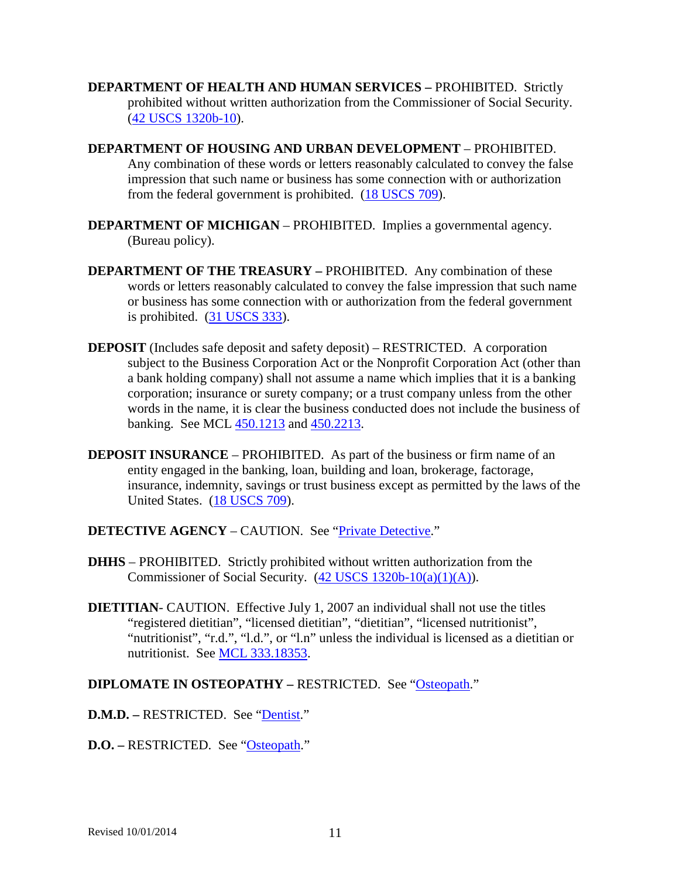**DEPARTMENT OF HEALTH AND HUMAN SERVICES –** PROHIBITED. Strictly prohibited without written authorization from the Commissioner of Social Security. (42 USCS 1320b-10).

**DEPARTMENT OF HOUSING AND URBAN DEVELOPMENT** – PROHIBITED. Any combination of these words or letters reasonably calculated to convey the false impression that such name or business has some connection with or authorization from the federal government is prohibited. (18 USCS 709).

**DEPARTMENT OF MICHIGAN** – PROHIBITED. Implies a governmental agency. (Bureau policy).

**DEPARTMENT OF THE TREASURY –** PROHIBITED. Any combination of these words or letters reasonably calculated to convey the false impression that such name or business has some connection with or authorization from the federal government is prohibited. (31 USCS 333).

**DEPOSIT** (Includes safe deposit and safety deposit) – RESTRICTED. A corporation subject to the Business Corporation Act or the Nonprofit Corporation Act (other than a bank holding company) shall not assume a name which implies that it is a banking corporation; insurance or surety company; or a trust company unless from the other words in the name, it is clear the business conducted does not include the business of banking. See MCL 450.1213 and 450.2213.

**DEPOSIT INSURANCE** – PROHIBITED. As part of the business or firm name of an entity engaged in the banking, loan, building and loan, brokerage, factorage, insurance, indemnity, savings or trust business except as permitted by the laws of the United States. (18 USCS 709).

**DETECTIVE AGENCY** – CAUTION. See "Private Detective."

**DHHS** – PROHIBITED. Strictly prohibited without written authorization from the Commissioner of Social Security. (42 USCS 1320b-10(a)(1)(A)).

**DIETITIAN**- CAUTION. Effective July 1, 2007 an individual shall not use the titles "registered dietitian", "licensed dietitian", "dietitian", "licensed nutritionist", "nutritionist", "r.d.", "l.d.", or "l.n" unless the individual is licensed as a dietitian or nutritionist. See MCL 333.18353.

**DIPLOMATE IN OSTEOPATHY –** RESTRICTED. See "Osteopath."

**D.M.D. –** RESTRICTED. See "Dentist."

**D.O. –** RESTRICTED. See "Osteopath."

Revised 10/01/2014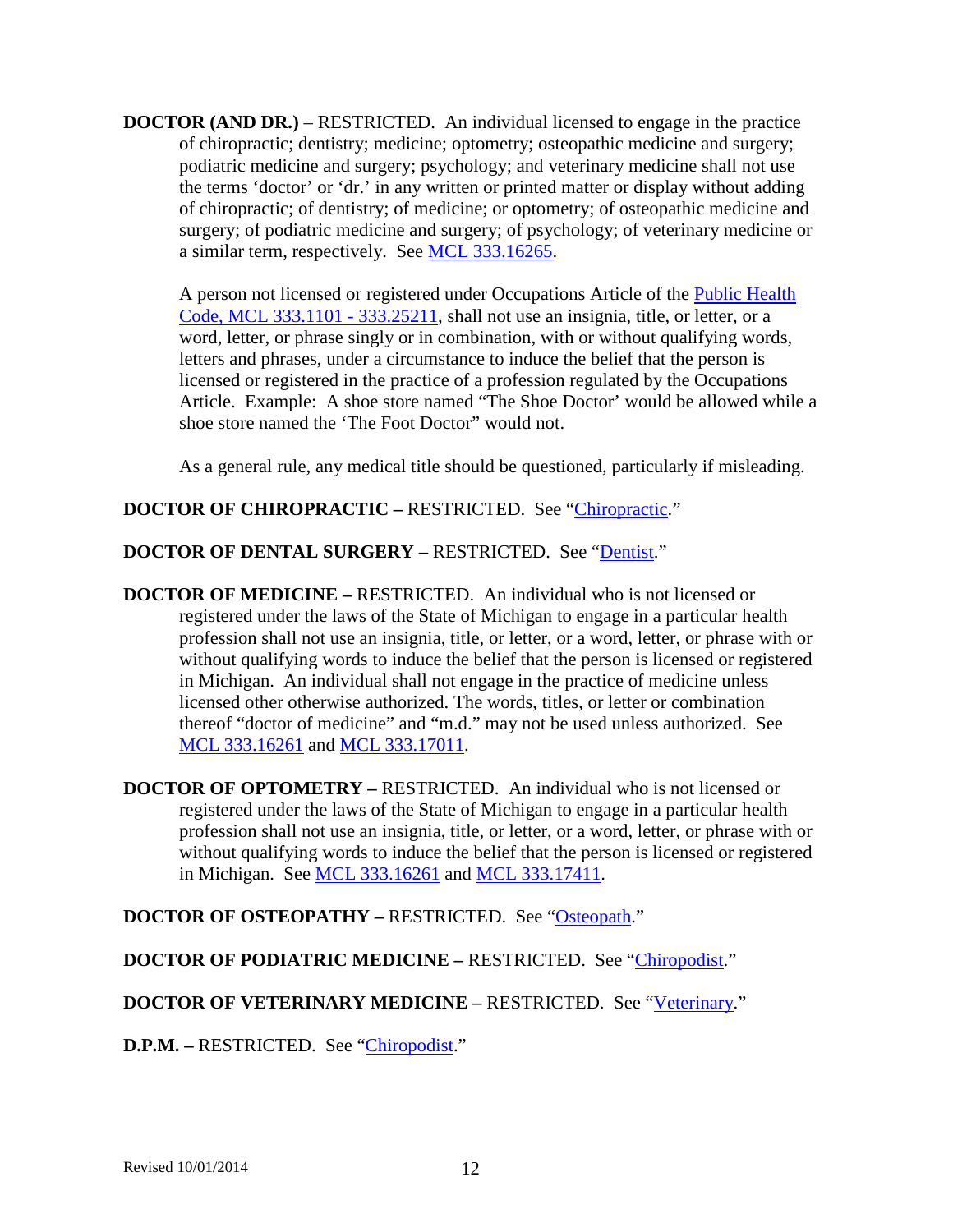**DOCTOR (AND DR.)** – RESTRICTED. An individual licensed to engage in the practice of chiropractic; dentistry; medicine; optometry; osteopathic medicine and surgery; podiatric medicine and surgery; psychology; and veterinary medicine shall not use the terms 'doctor' or 'dr.' in any written or printed matter or display without adding of chiropractic; of dentistry; of medicine; or optometry; of osteopathic medicine and surgery; of podiatric medicine and surgery; of psychology; of veterinary medicine or a similar term, respectively. See MCL 333.16265.

A person not licensed or registered under Occupations Article of the Public Health Code, MCL 333.1101 - 333.25211, shall not use an insignia, title, or letter, or a word, letter, or phrase singly or in combination, with or without qualifying words, letters and phrases, under a circumstance to induce the belief that the person is licensed or registered in the practice of a profession regulated by the Occupations Article. Example: A shoe store named "The Shoe Doctor' would be allowed while a shoe store named the 'The Foot Doctor" would not.

As a general rule, any medical title should be questioned, particularly if misleading.

**DOCTOR OF CHIROPRACTIC –** RESTRICTED. See "Chiropractic."

**DOCTOR OF DENTAL SURGERY –** RESTRICTED. See "Dentist."

**DOCTOR OF MEDICINE –** RESTRICTED. An individual who is not licensed or registered under the laws of the State of Michigan to engage in a particular health profession shall not use an insignia, title, or letter, or a word, letter, or phrase with or without qualifying words to induce the belief that the person is licensed or registered in Michigan. An individual shall not engage in the practice of medicine unless licensed other otherwise authorized. The words, titles, or letter or combination thereof "doctor of medicine" and "m.d." may not be used unless authorized. See MCL 333.16261 and MCL 333.17011.

**DOCTOR OF OPTOMETRY –** RESTRICTED. An individual who is not licensed or registered under the laws of the State of Michigan to engage in a particular health profession shall not use an insignia, title, or letter, or a word, letter, or phrase with or without qualifying words to induce the belief that the person is licensed or registered in Michigan. See MCL 333.16261 and MCL 333.17411.

**DOCTOR OF OSTEOPATHY –** RESTRICTED. See "Osteopath."

**DOCTOR OF PODIATRIC MEDICINE –** RESTRICTED. See "Chiropodist."

**DOCTOR OF VETERINARY MEDICINE –** RESTRICTED. See "Veterinary."

**D.P.M. –** RESTRICTED. See "Chiropodist."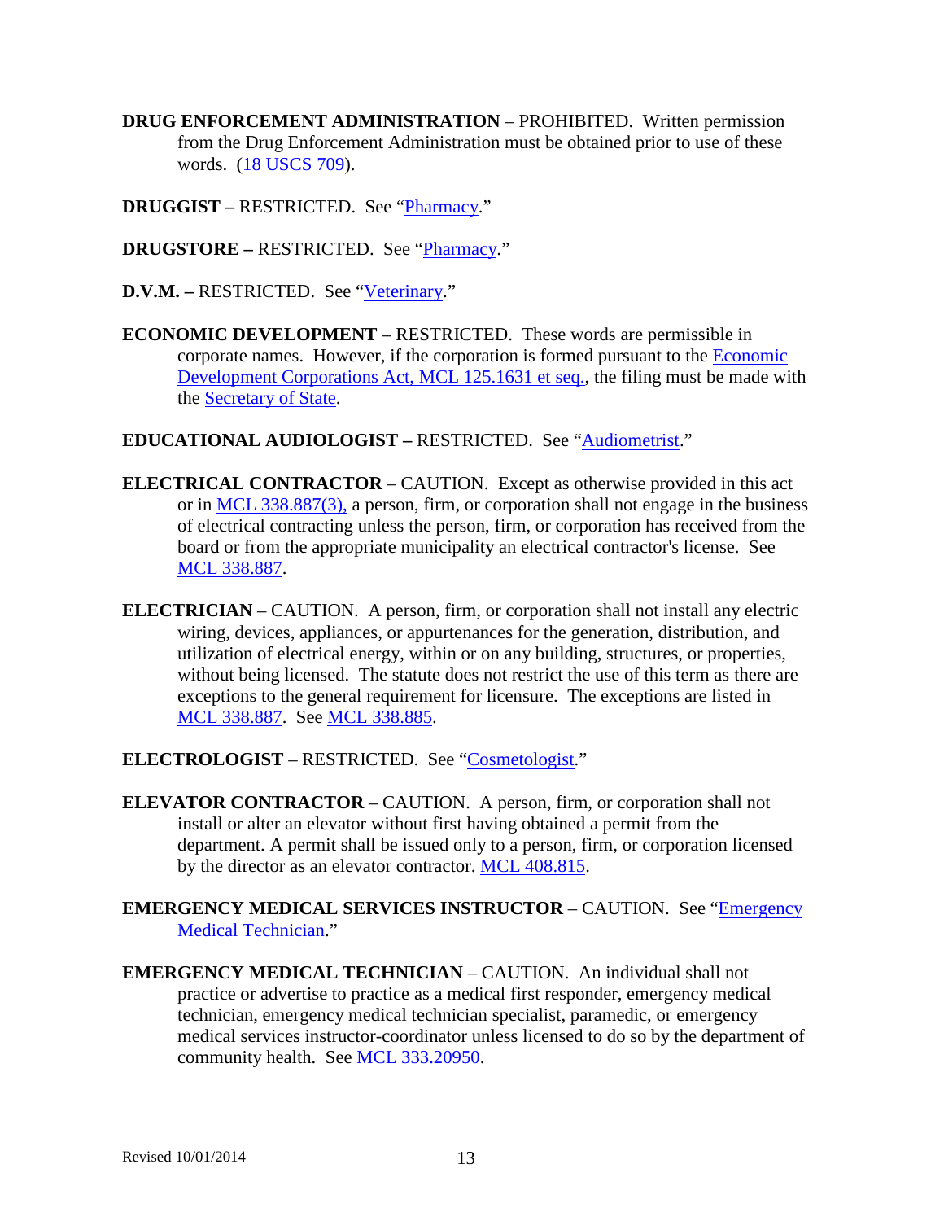**DRUG ENFORCEMENT ADMINISTRATION** – PROHIBITED. Written permission from the Drug Enforcement Administration must be obtained prior to use of these words. (18 USCS 709).

**DRUGGIST –** RESTRICTED. See "Pharmacy."

**DRUGSTORE –** RESTRICTED. See "Pharmacy."

**D.V.M. –** RESTRICTED. See "Veterinary."

**ECONOMIC DEVELOPMENT** – RESTRICTED. These words are permissible in corporate names. However, if the corporation is formed pursuant to the Economic Development Corporations Act, MCL 125.1631 et seq., the filing must be made with the Secretary of State.

**EDUCATIONAL AUDIOLOGIST –** RESTRICTED. See "Audiometrist."

**ELECTRICAL CONTRACTOR** – CAUTION. Except as otherwise provided in this act or in MCL 338.887(3), a person, firm, or corporation shall not engage in the business of electrical contracting unless the person, firm, or corporation has received from the board or from the appropriate municipality an electrical contractor's license. See MCL 338.887.

**ELECTRICIAN** – CAUTION. A person, firm, or corporation shall not install any electric wiring, devices, appliances, or appurtenances for the generation, distribution, and utilization of electrical energy, within or on any building, structures, or properties, without being licensed. The statute does not restrict the use of this term as there are exceptions to the general requirement for licensure. The exceptions are listed in MCL 338.887. See MCL 338.885.

**ELECTROLOGIST** – RESTRICTED. See "Cosmetologist."

**ELEVATOR CONTRACTOR** – CAUTION. A person, firm, or corporation shall not install or alter an elevator without first having obtained a permit from the department. A permit shall be issued only to a person, firm, or corporation licensed by the director as an elevator contractor. MCL 408.815.

**EMERGENCY MEDICAL SERVICES INSTRUCTOR** – CAUTION. See "Emergency Medical Technician."

**EMERGENCY MEDICAL TECHNICIAN** – CAUTION. An individual shall not practice or advertise to practice as a medical first responder, emergency medical technician, emergency medical technician specialist, paramedic, or emergency medical services instructor-coordinator unless licensed to do so by the department of community health. See MCL 333.20950.

Revised 10/01/2014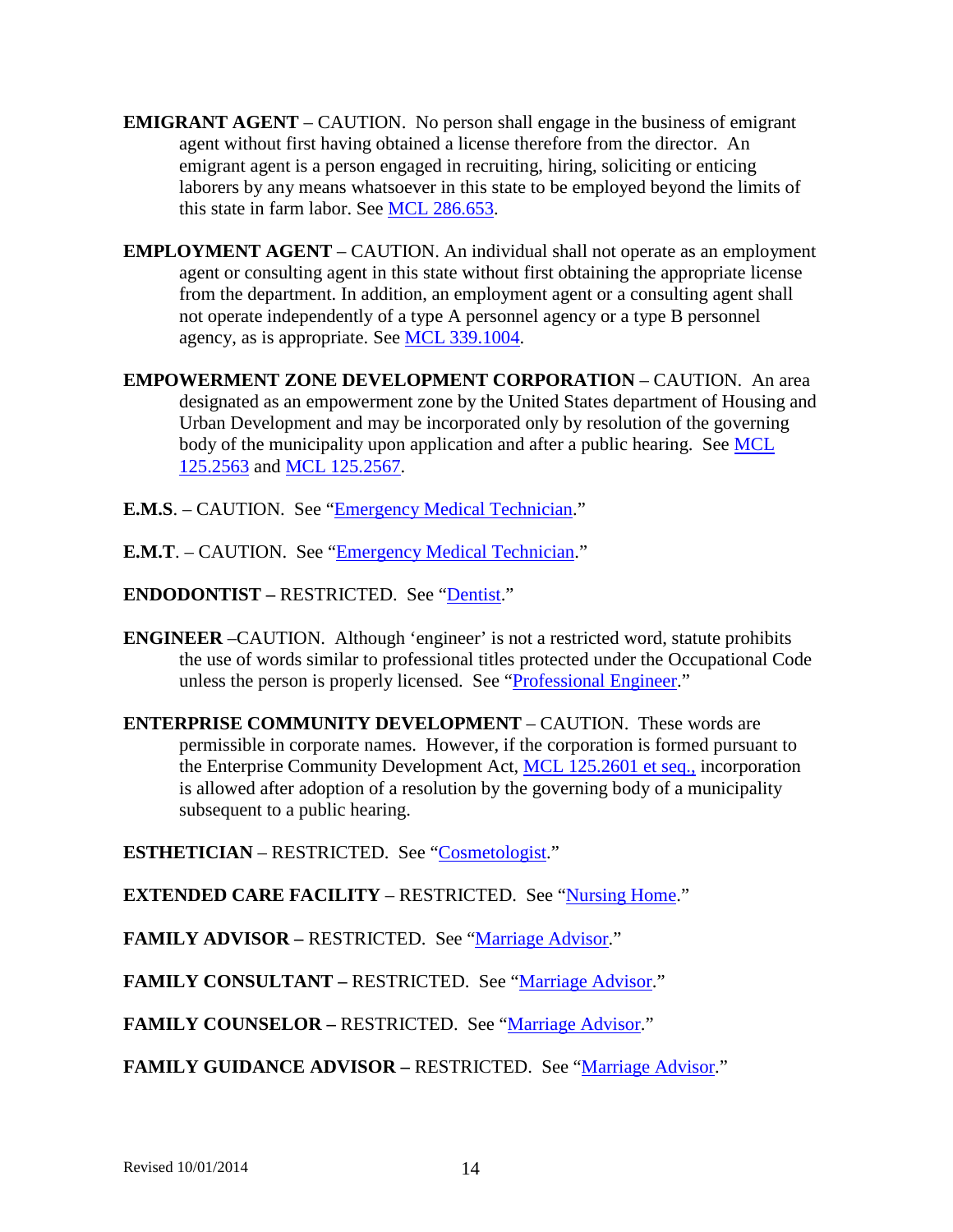**EMIGRANT AGENT** – CAUTION. No person shall engage in the business of emigrant agent without first having obtained a license therefore from the director. An emigrant agent is a person engaged in recruiting, hiring, soliciting or enticing laborers by any means whatsoever in this state to be employed beyond the limits of this state in farm labor. See MCL 286.653.

**EMPLOYMENT AGENT** – CAUTION. An individual shall not operate as an employment agent or consulting agent in this state without first obtaining the appropriate license from the department. In addition, an employment agent or a consulting agent shall not operate independently of a type A personnel agency or a type B personnel agency, as is appropriate. See MCL 339.1004.

**EMPOWERMENT ZONE DEVELOPMENT CORPORATION** – CAUTION. An area designated as an empowerment zone by the United States department of Housing and Urban Development and may be incorporated only by resolution of the governing body of the municipality upon application and after a public hearing. See MCL 125.2563 and MCL 125.2567.

**E.M.S**. – CAUTION. See "Emergency Medical Technician."

**E.M.T**. – CAUTION. See "Emergency Medical Technician."

**ENDODONTIST –** RESTRICTED. See "Dentist."

**ENGINEER** –CAUTION. Although 'engineer' is not a restricted word, statute prohibits the use of words similar to professional titles protected under the Occupational Code unless the person is properly licensed. See "Professional Engineer."

**ENTERPRISE COMMUNITY DEVELOPMENT** – CAUTION. These words are permissible in corporate names. However, if the corporation is formed pursuant to the Enterprise Community Development Act, MCL 125.2601 et seq., incorporation is allowed after adoption of a resolution by the governing body of a municipality subsequent to a public hearing.

**ESTHETICIAN** – RESTRICTED. See "Cosmetologist."

**EXTENDED CARE FACILITY** – RESTRICTED. See "Nursing Home."

**FAMILY ADVISOR –** RESTRICTED. See "Marriage Advisor."

**FAMILY CONSULTANT –** RESTRICTED. See "Marriage Advisor."

**FAMILY COUNSELOR –** RESTRICTED. See "Marriage Advisor."

**FAMILY GUIDANCE ADVISOR –** RESTRICTED. See "Marriage Advisor."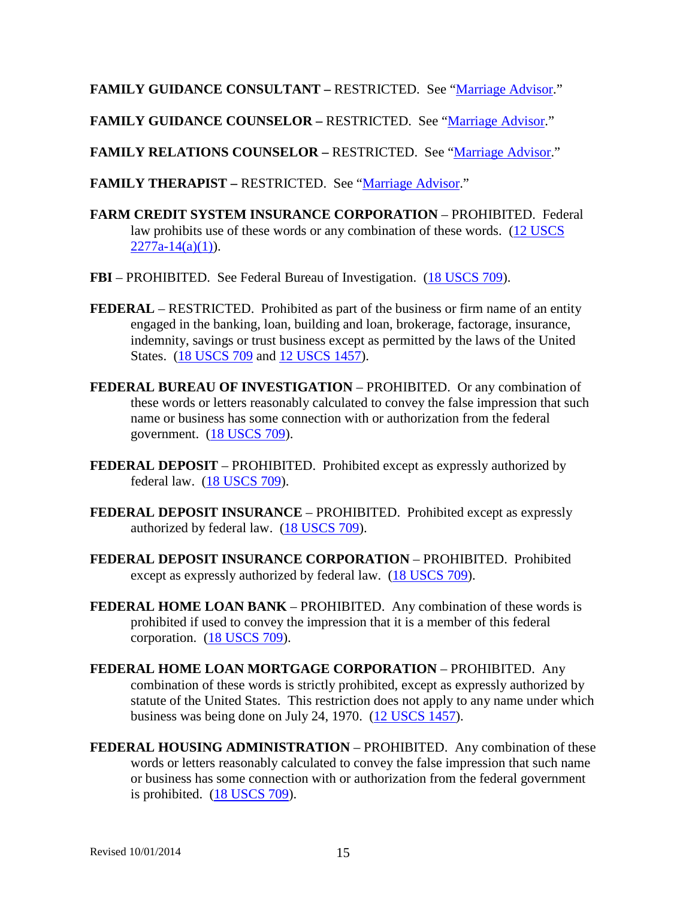**FAMILY GUIDANCE CONSULTANT –** RESTRICTED. See "Marriage Advisor."

**FAMILY GUIDANCE COUNSELOR –** RESTRICTED. See "Marriage Advisor."

**FAMILY RELATIONS COUNSELOR –** RESTRICTED. See "Marriage Advisor."

**FAMILY THERAPIST –** RESTRICTED. See "Marriage Advisor."

**FARM CREDIT SYSTEM INSURANCE CORPORATION** – PROHIBITED. Federal law prohibits use of these words or any combination of these words. (12 USCS 2277a-14(a)(1)).

**FBI** – PROHIBITED. See Federal Bureau of Investigation. (18 USCS 709).

**FEDERAL** – RESTRICTED. Prohibited as part of the business or firm name of an entity engaged in the banking, loan, building and loan, brokerage, factorage, insurance, indemnity, savings or trust business except as permitted by the laws of the United States. (18 USCS 709 and 12 USCS 1457).

**FEDERAL BUREAU OF INVESTIGATION** – PROHIBITED. Or any combination of these words or letters reasonably calculated to convey the false impression that such name or business has some connection with or authorization from the federal government. (18 USCS 709).

**FEDERAL DEPOSIT** – PROHIBITED. Prohibited except as expressly authorized by federal law. (18 USCS 709).

**FEDERAL DEPOSIT INSURANCE** – PROHIBITED. Prohibited except as expressly authorized by federal law. (18 USCS 709).

**FEDERAL DEPOSIT INSURANCE CORPORATION** – PROHIBITED. Prohibited except as expressly authorized by federal law. (18 USCS 709).

**FEDERAL HOME LOAN BANK** – PROHIBITED. Any combination of these words is prohibited if used to convey the impression that it is a member of this federal corporation. (18 USCS 709).

**FEDERAL HOME LOAN MORTGAGE CORPORATION** – PROHIBITED. Any combination of these words is strictly prohibited, except as expressly authorized by statute of the United States. This restriction does not apply to any name under which business was being done on July 24, 1970. (12 USCS 1457).

**FEDERAL HOUSING ADMINISTRATION** – PROHIBITED. Any combination of these words or letters reasonably calculated to convey the false impression that such name or business has some connection with or authorization from the federal government is prohibited. (18 USCS 709).

Revised 10/01/2014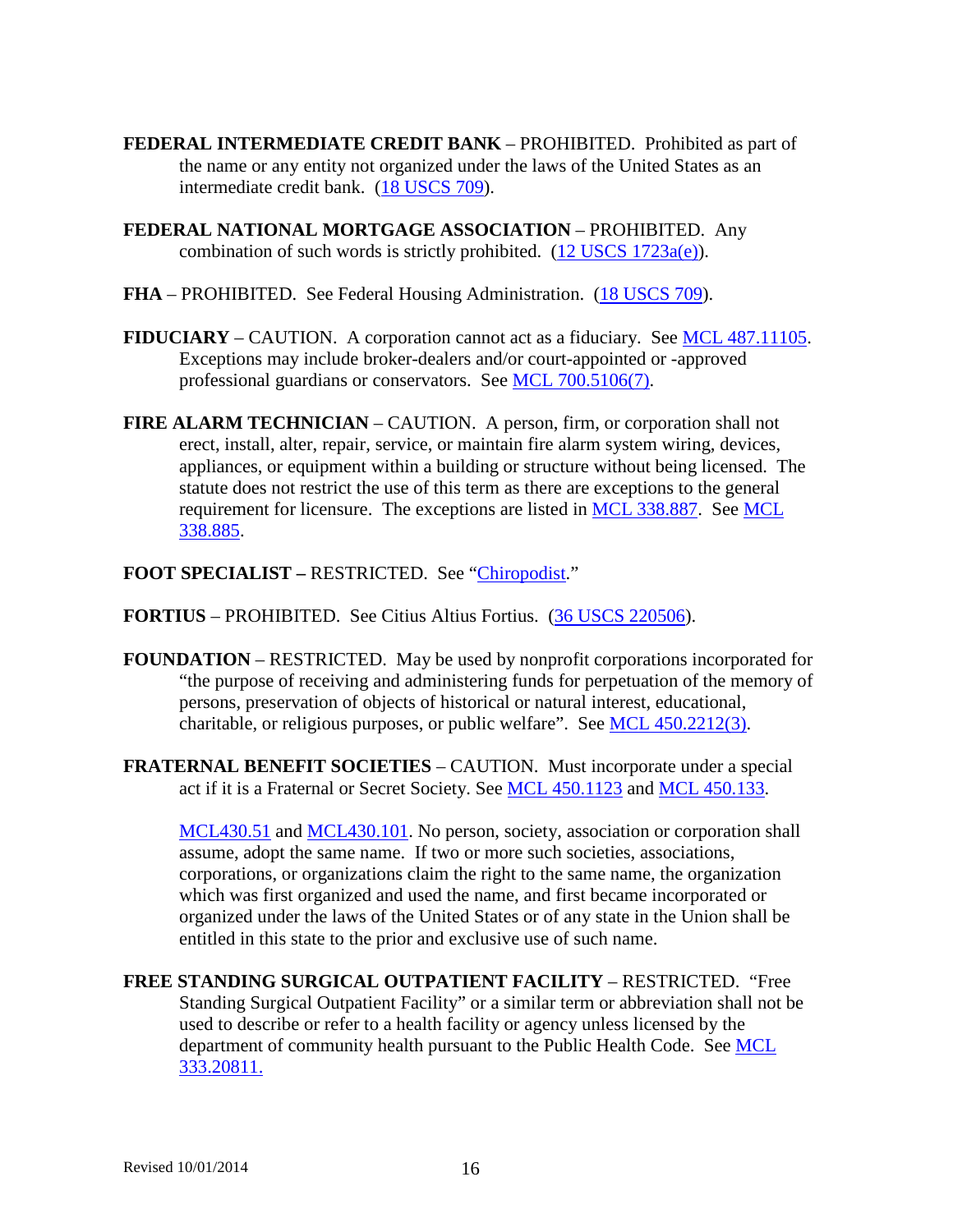**FEDERAL INTERMEDIATE CREDIT BANK** – PROHIBITED. Prohibited as part of the name or any entity not organized under the laws of the United States as an intermediate credit bank. (18 USCS 709).

**FEDERAL NATIONAL MORTGAGE ASSOCIATION** – PROHIBITED. Any combination of such words is strictly prohibited. (12 USCS 1723a(e)).

**FHA** – PROHIBITED. See Federal Housing Administration. (18 USCS 709).

**FIDUCIARY** – CAUTION. A corporation cannot act as a fiduciary. See MCL 487.11105. Exceptions may include broker-dealers and/or court-appointed or -approved professional guardians or conservators. See MCL 700.5106(7).

**FIRE ALARM TECHNICIAN** – CAUTION. A person, firm, or corporation shall not erect, install, alter, repair, service, or maintain fire alarm system wiring, devices, appliances, or equipment within a building or structure without being licensed. The statute does not restrict the use of this term as there are exceptions to the general requirement for licensure. The exceptions are listed in MCL 338.887. See MCL 338.885.

**FOOT SPECIALIST –** RESTRICTED. See "Chiropodist."

**FORTIUS** – PROHIBITED. See Citius Altius Fortius. (36 USCS 220506).

**FOUNDATION** – RESTRICTED. May be used by nonprofit corporations incorporated for "the purpose of receiving and administering funds for perpetuation of the memory of persons, preservation of objects of historical or natural interest, educational, charitable, or religious purposes, or public welfare". See MCL 450.2212(3).

**FRATERNAL BENEFIT SOCIETIES** – CAUTION. Must incorporate under a special act if it is a Fraternal or Secret Society. See MCL 450.1123 and MCL 450.133.

MCL430.51 and MCL430.101. No person, society, association or corporation shall assume, adopt the same name. If two or more such societies, associations, corporations, or organizations claim the right to the same name, the organization which was first organized and used the name, and first became incorporated or organized under the laws of the United States or of any state in the Union shall be entitled in this state to the prior and exclusive use of such name.

**FREE STANDING SURGICAL OUTPATIENT FACILITY** – RESTRICTED. "Free Standing Surgical Outpatient Facility" or a similar term or abbreviation shall not be used to describe or refer to a health facility or agency unless licensed by the department of community health pursuant to the Public Health Code. See MCL 333.20811.

Revised 10/01/2014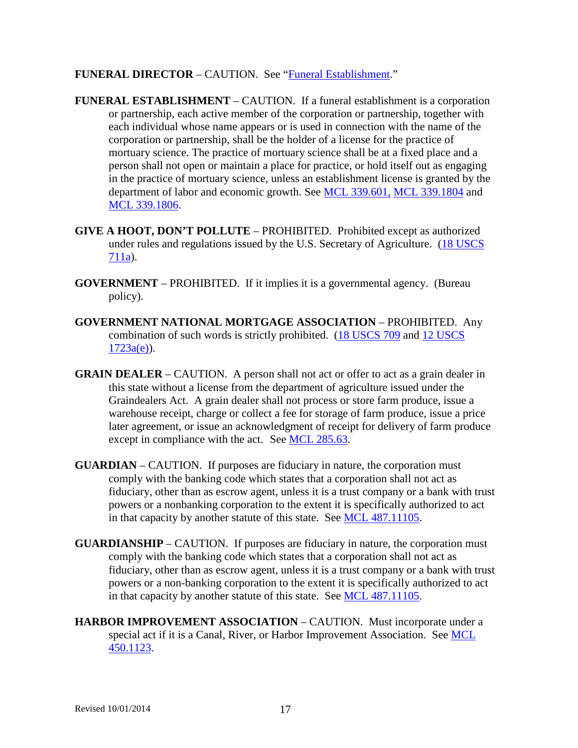**FUNERAL DIRECTOR** – CAUTION. See "Funeral Establishment."

**FUNERAL ESTABLISHMENT** – CAUTION. If a funeral establishment is a corporation or partnership, each active member of the corporation or partnership, together with each individual whose name appears or is used in connection with the name of the corporation or partnership, shall be the holder of a license for the practice of mortuary science. The practice of mortuary science shall be at a fixed place and a person shall not open or maintain a place for practice, or hold itself out as engaging in the practice of mortuary science, unless an establishment license is granted by the department of labor and economic growth. See MCL 339.601, MCL 339.1804 and MCL 339.1806.

**GIVE A HOOT, DON'T POLLUTE** – PROHIBITED. Prohibited except as authorized under rules and regulations issued by the U.S. Secretary of Agriculture. (18 USCS 711a).

**GOVERNMENT** – PROHIBITED. If it implies it is a governmental agency. (Bureau policy).

**GOVERNMENT NATIONAL MORTGAGE ASSOCIATION** – PROHIBITED. Any combination of such words is strictly prohibited. (18 USCS 709 and 12 USCS 1723a(e)).

**GRAIN DEALER** – CAUTION. A person shall not act or offer to act as a grain dealer in this state without a license from the department of agriculture issued under the Graindealers Act. A grain dealer shall not process or store farm produce, issue a warehouse receipt, charge or collect a fee for storage of farm produce, issue a price later agreement, or issue an acknowledgment of receipt for delivery of farm produce except in compliance with the act. See MCL 285.63.

**GUARDIAN** – CAUTION. If purposes are fiduciary in nature, the corporation must comply with the banking code which states that a corporation shall not act as fiduciary, other than as escrow agent, unless it is a trust company or a bank with trust powers or a nonbanking corporation to the extent it is specifically authorized to act in that capacity by another statute of this state. See MCL 487.11105.

**GUARDIANSHIP** – CAUTION. If purposes are fiduciary in nature, the corporation must comply with the banking code which states that a corporation shall not act as fiduciary, other than as escrow agent, unless it is a trust company or a bank with trust powers or a non-banking corporation to the extent it is specifically authorized to act in that capacity by another statute of this state. See MCL 487.11105.

**HARBOR IMPROVEMENT ASSOCIATION** – CAUTION. Must incorporate under a special act if it is a Canal, River, or Harbor Improvement Association. See MCL 450.1123.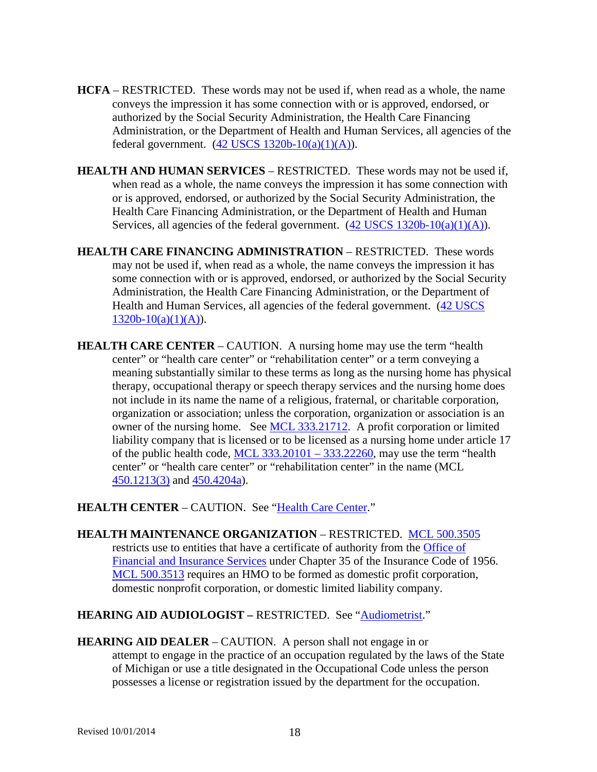**HCFA** – RESTRICTED. These words may not be used if, when read as a whole, the name conveys the impression it has some connection with or is approved, endorsed, or authorized by the Social Security Administration, the Health Care Financing Administration, or the Department of Health and Human Services, all agencies of the federal government. (42 USCS 1320b-10(a)(1)(A)).

**HEALTH AND HUMAN SERVICES** – RESTRICTED. These words may not be used if, when read as a whole, the name conveys the impression it has some connection with or is approved, endorsed, or authorized by the Social Security Administration, the Health Care Financing Administration, or the Department of Health and Human Services, all agencies of the federal government. (42 USCS 1320b-10(a)(1)(A)).

**HEALTH CARE FINANCING ADMINISTRATION** – RESTRICTED. These words may not be used if, when read as a whole, the name conveys the impression it has some connection with or is approved, endorsed, or authorized by the Social Security Administration, the Health Care Financing Administration, or the Department of Health and Human Services, all agencies of the federal government. (42 USCS 1320b-10(a)(1)(A)).

**HEALTH CARE CENTER** – CAUTION. A nursing home may use the term "health center" or "health care center" or "rehabilitation center" or a term conveying a meaning substantially similar to these terms as long as the nursing home has physical therapy, occupational therapy or speech therapy services and the nursing home does not include in its name the name of a religious, fraternal, or charitable corporation, organization or association; unless the corporation, organization or association is an owner of the nursing home. See MCL 333.21712. A profit corporation or limited liability company that is licensed or to be licensed as a nursing home under article 17 of the public health code, MCL 333.20101 – 333.22260, may use the term "health center" or "health care center" or "rehabilitation center" in the name (MCL 450.1213(3) and 450.4204a).

**HEALTH CENTER** – CAUTION. See "Health Care Center."

**HEALTH MAINTENANCE ORGANIZATION** – RESTRICTED. MCL 500.3505 restricts use to entities that have a certificate of authority from the Office of Financial and Insurance Services under Chapter 35 of the Insurance Code of 1956. MCL 500.3513 requires an HMO to be formed as domestic profit corporation, domestic nonprofit corporation, or domestic limited liability company.

**HEARING AID AUDIOLOGIST –** RESTRICTED. See "Audiometrist."

**HEARING AID DEALER** – CAUTION. A person shall not engage in or attempt to engage in the practice of an occupation regulated by the laws of the State of Michigan or use a title designated in the Occupational Code unless the person possesses a license or registration issued by the department for the occupation.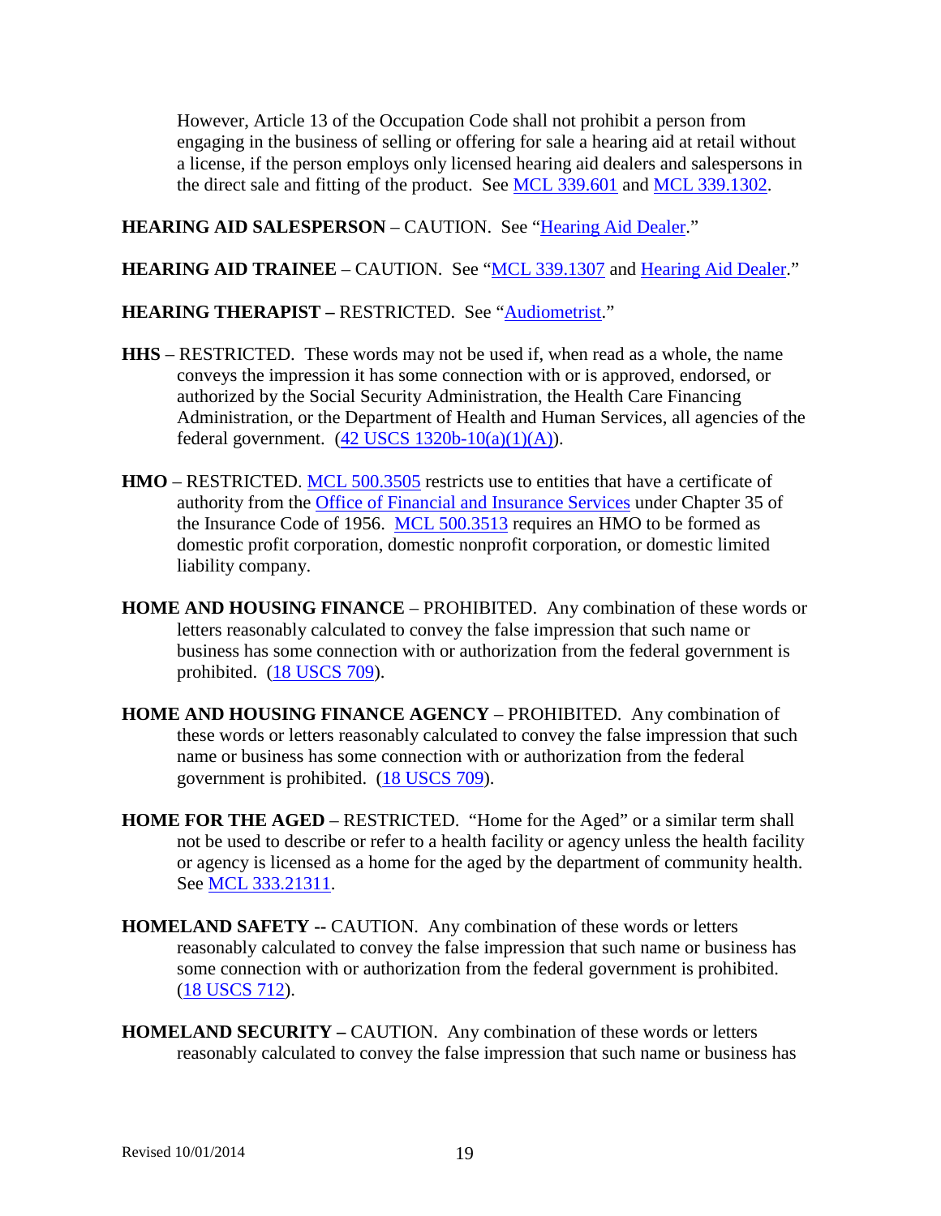However, Article 13 of the Occupation Code shall not prohibit a person from engaging in the business of selling or offering for sale a hearing aid at retail without a license, if the person employs only licensed hearing aid dealers and salespersons in the direct sale and fitting of the product. See MCL 339.601 and MCL 339.1302.

**HEARING AID SALESPERSON** – CAUTION. See "Hearing Aid Dealer."

**HEARING AID TRAINEE** – CAUTION. See "MCL 339.1307 and Hearing Aid Dealer."

**HEARING THERAPIST –** RESTRICTED. See "Audiometrist."

**HHS** – RESTRICTED. These words may not be used if, when read as a whole, the name conveys the impression it has some connection with or is approved, endorsed, or authorized by the Social Security Administration, the Health Care Financing Administration, or the Department of Health and Human Services, all agencies of the federal government. (42 USCS 1320b-10(a)(1)(A)).

**HMO** – RESTRICTED. MCL 500.3505 restricts use to entities that have a certificate of authority from the Office of Financial and Insurance Services under Chapter 35 of the Insurance Code of 1956. MCL 500.3513 requires an HMO to be formed as domestic profit corporation, domestic nonprofit corporation, or domestic limited liability company.

**HOME AND HOUSING FINANCE** – PROHIBITED. Any combination of these words or letters reasonably calculated to convey the false impression that such name or business has some connection with or authorization from the federal government is prohibited. (18 USCS 709).

**HOME AND HOUSING FINANCE AGENCY** – PROHIBITED. Any combination of these words or letters reasonably calculated to convey the false impression that such name or business has some connection with or authorization from the federal government is prohibited. (18 USCS 709).

**HOME FOR THE AGED** – RESTRICTED. "Home for the Aged" or a similar term shall not be used to describe or refer to a health facility or agency unless the health facility or agency is licensed as a home for the aged by the department of community health. See MCL 333.21311.

**HOMELAND SAFETY --** CAUTION. Any combination of these words or letters reasonably calculated to convey the false impression that such name or business has some connection with or authorization from the federal government is prohibited. (18 USCS 712).

**HOMELAND SECURITY –** CAUTION. Any combination of these words or letters reasonably calculated to convey the false impression that such name or business has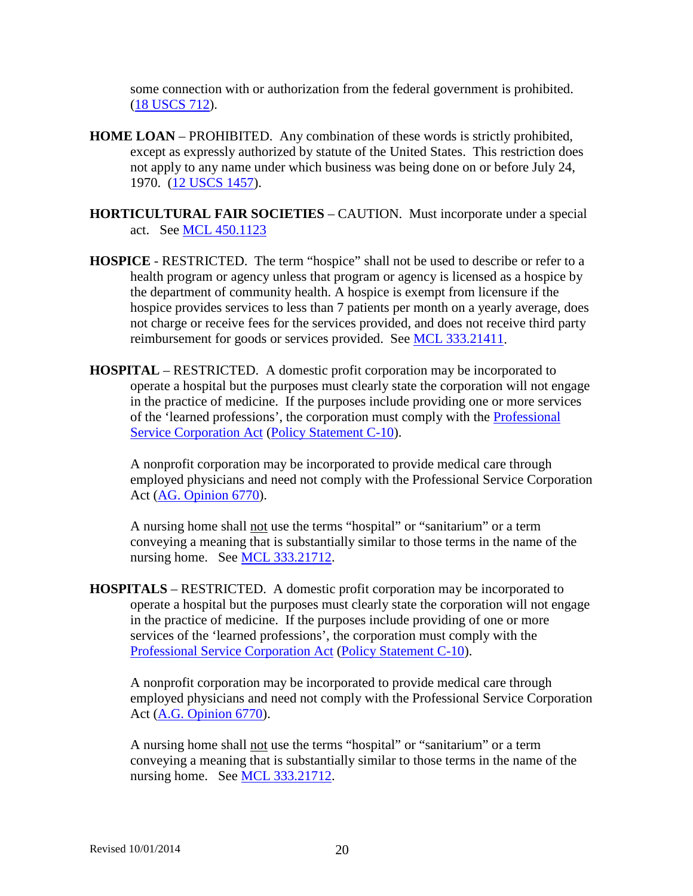some connection with or authorization from the federal government is prohibited. (18 USCS 712).

**HOME LOAN** – PROHIBITED. Any combination of these words is strictly prohibited, except as expressly authorized by statute of the United States. This restriction does not apply to any name under which business was being done on or before July 24, 1970. (12 USCS 1457).

**HORTICULTURAL FAIR SOCIETIES** – CAUTION. Must incorporate under a special act. See MCL 450.1123

**HOSPICE** - RESTRICTED. The term "hospice" shall not be used to describe or refer to a health program or agency unless that program or agency is licensed as a hospice by the department of community health. A hospice is exempt from licensure if the hospice provides services to less than 7 patients per month on a yearly average, does not charge or receive fees for the services provided, and does not receive third party reimbursement for goods or services provided. See MCL 333.21411.

**HOSPITAL** – RESTRICTED. A domestic profit corporation may be incorporated to operate a hospital but the purposes must clearly state the corporation will not engage in the practice of medicine. If the purposes include providing one or more services of the 'learned professions', the corporation must comply with the Professional Service Corporation Act (Policy Statement C-10).

A nonprofit corporation may be incorporated to provide medical care through employed physicians and need not comply with the Professional Service Corporation Act (AG. Opinion 6770).

A nursing home shall not use the terms "hospital" or "sanitarium" or a term conveying a meaning that is substantially similar to those terms in the name of the nursing home. See MCL 333.21712.

**HOSPITALS** – RESTRICTED. A domestic profit corporation may be incorporated to operate a hospital but the purposes must clearly state the corporation will not engage in the practice of medicine. If the purposes include providing of one or more services of the 'learned professions', the corporation must comply with the Professional Service Corporation Act (Policy Statement C-10).

A nonprofit corporation may be incorporated to provide medical care through employed physicians and need not comply with the Professional Service Corporation Act (A.G. Opinion 6770).

A nursing home shall not use the terms "hospital" or "sanitarium" or a term conveying a meaning that is substantially similar to those terms in the name of the nursing home. See MCL 333.21712.

Revised 10/01/2014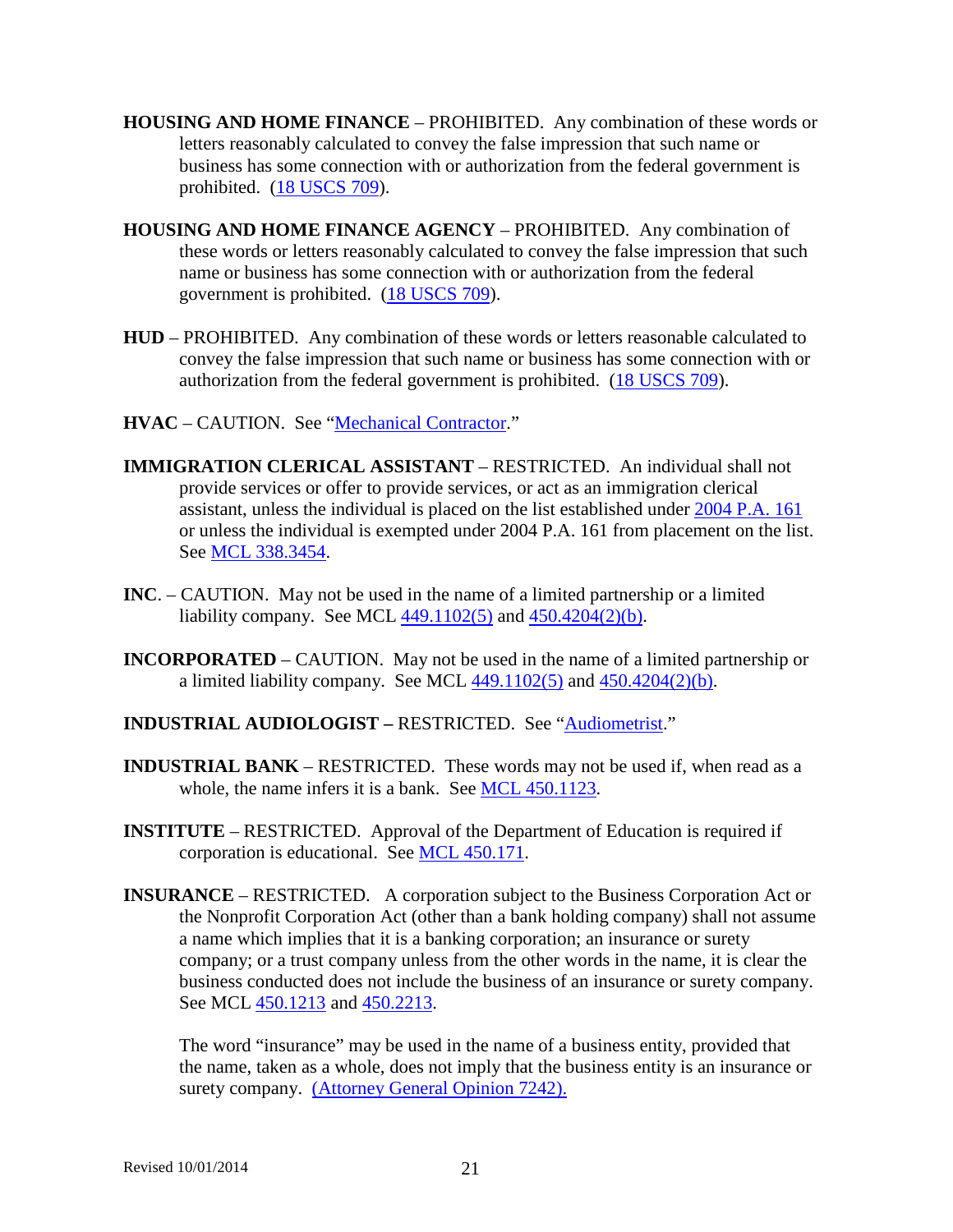**HOUSING AND HOME FINANCE** – PROHIBITED. Any combination of these words or letters reasonably calculated to convey the false impression that such name or business has some connection with or authorization from the federal government is prohibited. (18 USCS 709).

**HOUSING AND HOME FINANCE AGENCY** – PROHIBITED. Any combination of these words or letters reasonably calculated to convey the false impression that such name or business has some connection with or authorization from the federal government is prohibited. (18 USCS 709).

**HUD** – PROHIBITED. Any combination of these words or letters reasonable calculated to convey the false impression that such name or business has some connection with or authorization from the federal government is prohibited. (18 USCS 709).

**HVAC** – CAUTION. See "Mechanical Contractor."

**IMMIGRATION CLERICAL ASSISTANT** – RESTRICTED. An individual shall not provide services or offer to provide services, or act as an immigration clerical assistant, unless the individual is placed on the list established under 2004 P.A. 161 or unless the individual is exempted under 2004 P.A. 161 from placement on the list. See MCL 338.3454.

**INC.** – CAUTION. May not be used in the name of a limited partnership or a limited liability company. See MCL 449.1102(5) and 450.4204(2)(b).

**INCORPORATED** – CAUTION. May not be used in the name of a limited partnership or a limited liability company. See MCL 449.1102(5) and 450.4204(2)(b).

**INDUSTRIAL AUDIOLOGIST** – RESTRICTED. See "Audiometrist."

**INDUSTRIAL BANK** – RESTRICTED. These words may not be used if, when read as a whole, the name infers it is a bank. See MCL 450.1123.

**INSTITUTE** – RESTRICTED. Approval of the Department of Education is required if corporation is educational. See MCL 450.171.

**INSURANCE** – RESTRICTED. A corporation subject to the Business Corporation Act or the Nonprofit Corporation Act (other than a bank holding company) shall not assume a name which implies that it is a banking corporation; an insurance or surety company; or a trust company unless from the other words in the name, it is clear the business conducted does not include the business of an insurance or surety company. See MCL 450.1213 and 450.2213.

The word "insurance" may be used in the name of a business entity, provided that the name, taken as a whole, does not imply that the business entity is an insurance or surety company. (Attorney General Opinion 7242).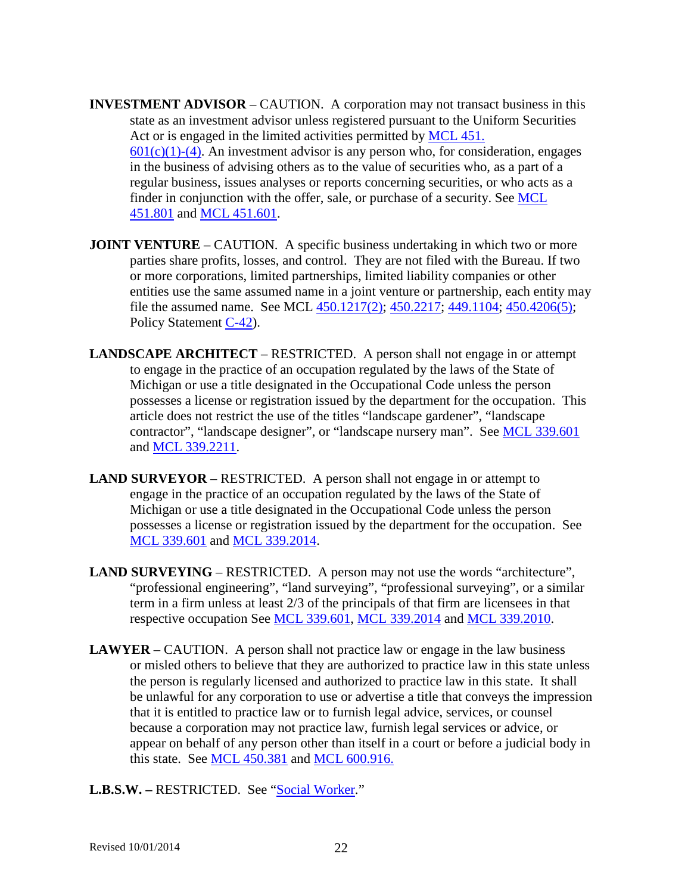**INVESTMENT ADVISOR** – CAUTION. A corporation may not transact business in this state as an investment advisor unless registered pursuant to the Uniform Securities Act or is engaged in the limited activities permitted by MCL 451. 601(c)(1)-(4). An investment advisor is any person who, for consideration, engages in the business of advising others as to the value of securities who, as a part of a regular business, issues analyses or reports concerning securities, or who acts as a finder in conjunction with the offer, sale, or purchase of a security. See MCL 451.801 and MCL 451.601.

**JOINT VENTURE** – CAUTION. A specific business undertaking in which two or more parties share profits, losses, and control. They are not filed with the Bureau. If two or more corporations, limited partnerships, limited liability companies or other entities use the same assumed name in a joint venture or partnership, each entity may file the assumed name. See MCL 450.1217(2); 450.2217; 449.1104; 450.4206(5); Policy Statement C-42).

**LANDSCAPE ARCHITECT** – RESTRICTED. A person shall not engage in or attempt to engage in the practice of an occupation regulated by the laws of the State of Michigan or use a title designated in the Occupational Code unless the person possesses a license or registration issued by the department for the occupation. This article does not restrict the use of the titles "landscape gardener", "landscape contractor", "landscape designer", or "landscape nursery man". See MCL 339.601 and MCL 339.2211.

**LAND SURVEYOR** – RESTRICTED. A person shall not engage in or attempt to engage in the practice of an occupation regulated by the laws of the State of Michigan or use a title designated in the Occupational Code unless the person possesses a license or registration issued by the department for the occupation. See MCL 339.601 and MCL 339.2014.

**LAND SURVEYING** – RESTRICTED. A person may not use the words "architecture", "professional engineering", "land surveying", "professional surveying", or a similar term in a firm unless at least 2/3 of the principals of that firm are licensees in that respective occupation See MCL 339.601, MCL 339.2014 and MCL 339.2010.

**LAWYER** – CAUTION. A person shall not practice law or engage in the law business or misled others to believe that they are authorized to practice law in this state unless the person is regularly licensed and authorized to practice law in this state. It shall be unlawful for any corporation to use or advertise a title that conveys the impression that it is entitled to practice law or to furnish legal advice, services, or counsel because a corporation may not practice law, furnish legal services or advice, or appear on behalf of any person other than itself in a court or before a judicial body in this state. See MCL 450.381 and MCL 600.916.

**L.B.S.W. –** RESTRICTED. See "Social Worker."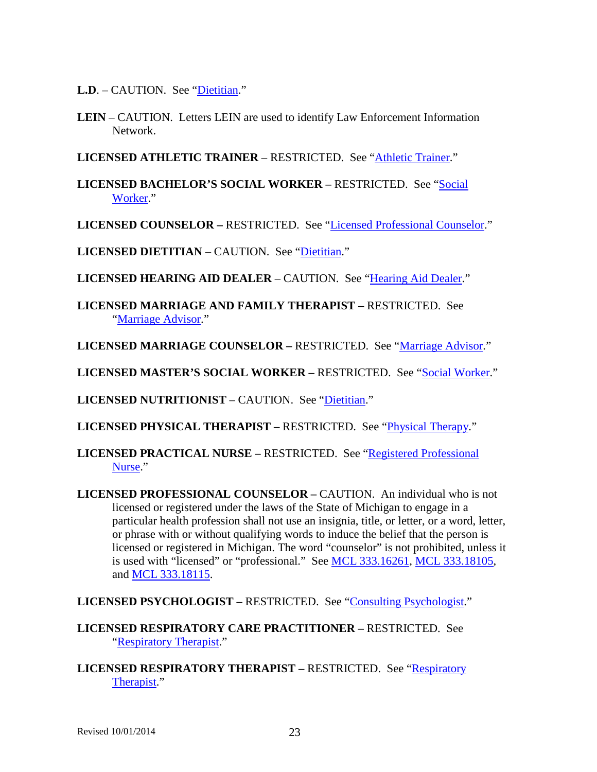**L.D**. – CAUTION. See "Dietitian."

**LEIN** – CAUTION. Letters LEIN are used to identify Law Enforcement Information Network.

**LICENSED ATHLETIC TRAINER** – RESTRICTED. See "Athletic Trainer."

**LICENSED BACHELOR'S SOCIAL WORKER –** RESTRICTED. See "Social Worker."

**LICENSED COUNSELOR –** RESTRICTED. See "Licensed Professional Counselor."

**LICENSED DIETITIAN** – CAUTION. See "Dietitian."

**LICENSED HEARING AID DEALER** – CAUTION. See "Hearing Aid Dealer."

**LICENSED MARRIAGE AND FAMILY THERAPIST –** RESTRICTED. See "Marriage Advisor."

**LICENSED MARRIAGE COUNSELOR –** RESTRICTED. See "Marriage Advisor."

**LICENSED MASTER'S SOCIAL WORKER –** RESTRICTED. See "Social Worker."

**LICENSED NUTRITIONIST** – CAUTION. See "Dietitian."

**LICENSED PHYSICAL THERAPIST –** RESTRICTED. See "Physical Therapy."

**LICENSED PRACTICAL NURSE –** RESTRICTED. See "Registered Professional Nurse."

**LICENSED PROFESSIONAL COUNSELOR –** CAUTION. An individual who is not licensed or registered under the laws of the State of Michigan to engage in a particular health profession shall not use an insignia, title, or letter, or a word, letter, or phrase with or without qualifying words to induce the belief that the person is licensed or registered in Michigan. The word "counselor" is not prohibited, unless it is used with "licensed" or "professional." See MCL 333.16261, MCL 333.18105, and MCL 333.18115.

**LICENSED PSYCHOLOGIST –** RESTRICTED. See "Consulting Psychologist."

**LICENSED RESPIRATORY CARE PRACTITIONER –** RESTRICTED. See "Respiratory Therapist."

**LICENSED RESPIRATORY THERAPIST –** RESTRICTED. See "Respiratory Therapist."

Revised 10/01/2014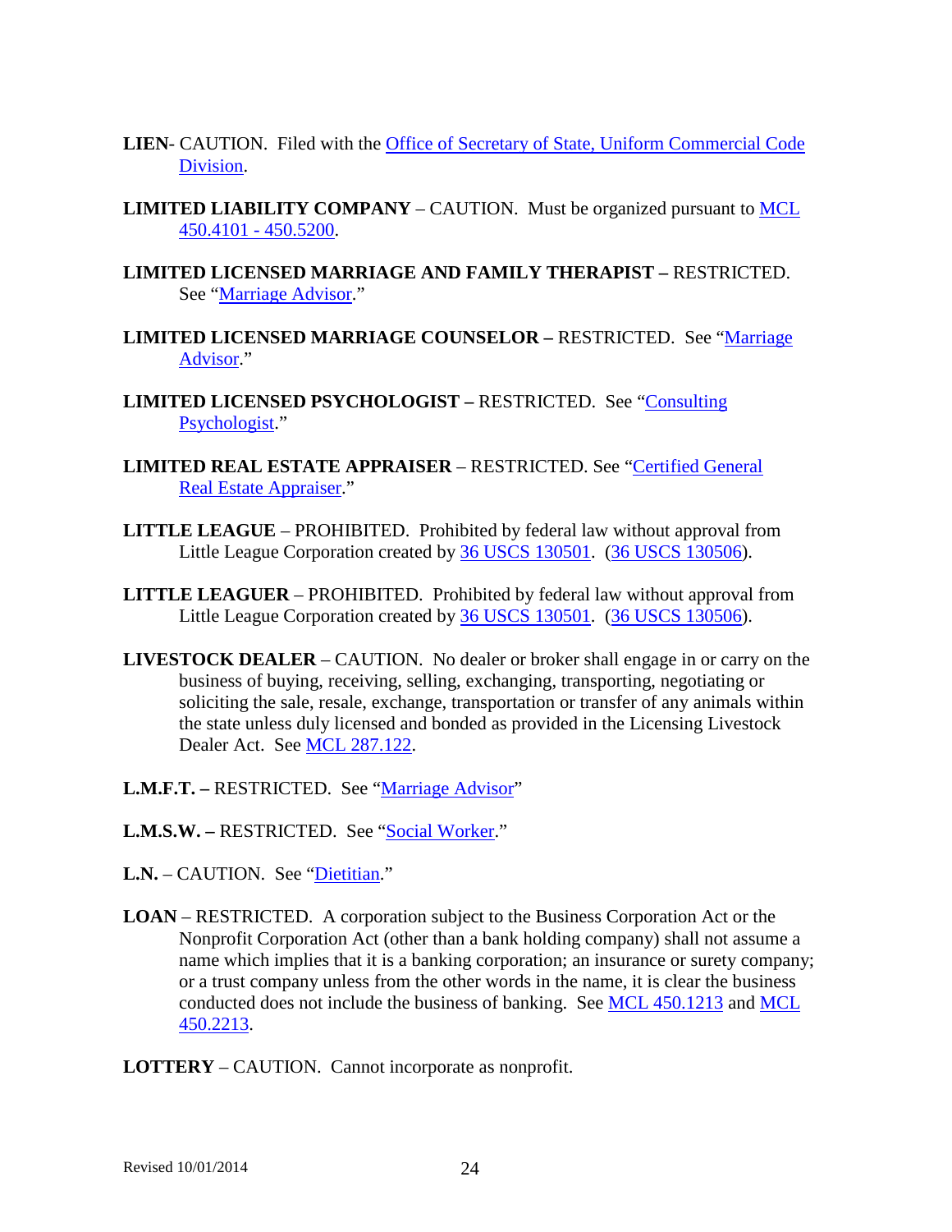**LIEN**- CAUTION. Filed with the Office of Secretary of State, Uniform Commercial Code Division.

**LIMITED LIABILITY COMPANY** – CAUTION. Must be organized pursuant to MCL 450.4101 - 450.5200.

**LIMITED LICENSED MARRIAGE AND FAMILY THERAPIST –** RESTRICTED. See "Marriage Advisor."

**LIMITED LICENSED MARRIAGE COUNSELOR –** RESTRICTED. See "Marriage Advisor."

**LIMITED LICENSED PSYCHOLOGIST –** RESTRICTED. See "Consulting Psychologist."

**LIMITED REAL ESTATE APPRAISER** – RESTRICTED. See "Certified General Real Estate Appraiser."

**LITTLE LEAGUE** – PROHIBITED. Prohibited by federal law without approval from Little League Corporation created by 36 USCS 130501. (36 USCS 130506).

**LITTLE LEAGUER** – PROHIBITED. Prohibited by federal law without approval from Little League Corporation created by 36 USCS 130501. (36 USCS 130506).

**LIVESTOCK DEALER** – CAUTION. No dealer or broker shall engage in or carry on the business of buying, receiving, selling, exchanging, transporting, negotiating or soliciting the sale, resale, exchange, transportation or transfer of any animals within the state unless duly licensed and bonded as provided in the Licensing Livestock Dealer Act. See MCL 287.122.

**L.M.F.T. –** RESTRICTED. See "Marriage Advisor"

**L.M.S.W. –** RESTRICTED. See "Social Worker."

**L.N.** – CAUTION. See "Dietitian."

**LOAN** – RESTRICTED. A corporation subject to the Business Corporation Act or the Nonprofit Corporation Act (other than a bank holding company) shall not assume a name which implies that it is a banking corporation; an insurance or surety company; or a trust company unless from the other words in the name, it is clear the business conducted does not include the business of banking. See MCL 450.1213 and MCL 450.2213.

**LOTTERY** – CAUTION. Cannot incorporate as nonprofit.

Revised 10/01/2014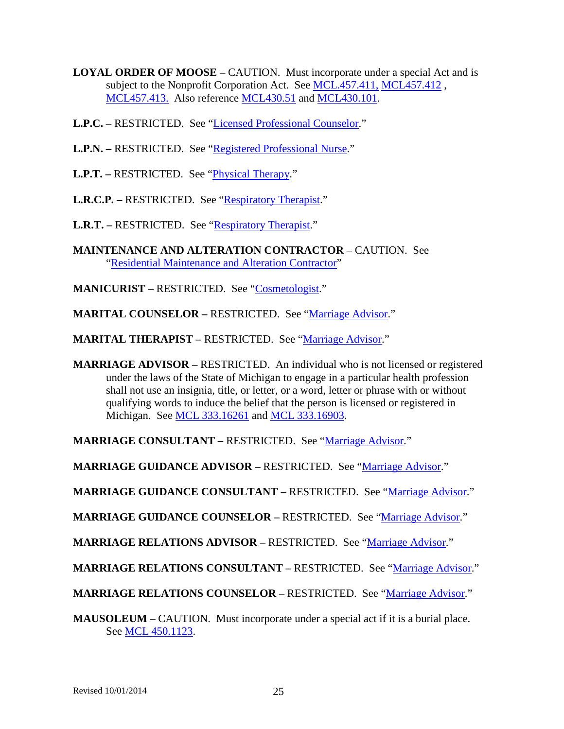**LOYAL ORDER OF MOOSE –** CAUTION. Must incorporate under a special Act and is subject to the Nonprofit Corporation Act. See MCL.457.411, MCL457.412 , MCL457.413. Also reference MCL430.51 and MCL430.101.

**L.P.C. –** RESTRICTED. See "Licensed Professional Counselor."

**L.P.N. –** RESTRICTED. See "Registered Professional Nurse."

**L.P.T. –** RESTRICTED. See "Physical Therapy."

**L.R.C.P. –** RESTRICTED. See "Respiratory Therapist."

**L.R.T. –** RESTRICTED. See "Respiratory Therapist."

**MAINTENANCE AND ALTERATION CONTRACTOR** – CAUTION. See "Residential Maintenance and Alteration Contractor"

**MANICURIST** – RESTRICTED. See "Cosmetologist."

**MARITAL COUNSELOR –** RESTRICTED. See "Marriage Advisor."

**MARITAL THERAPIST –** RESTRICTED. See "Marriage Advisor."

**MARRIAGE ADVISOR –** RESTRICTED. An individual who is not licensed or registered under the laws of the State of Michigan to engage in a particular health profession shall not use an insignia, title, or letter, or a word, letter or phrase with or without qualifying words to induce the belief that the person is licensed or registered in Michigan. See MCL 333.16261 and MCL 333.16903.

**MARRIAGE CONSULTANT –** RESTRICTED. See "Marriage Advisor."

**MARRIAGE GUIDANCE ADVISOR –** RESTRICTED. See "Marriage Advisor."

**MARRIAGE GUIDANCE CONSULTANT –** RESTRICTED. See "Marriage Advisor."

**MARRIAGE GUIDANCE COUNSELOR –** RESTRICTED. See "Marriage Advisor."

**MARRIAGE RELATIONS ADVISOR –** RESTRICTED. See "Marriage Advisor."

**MARRIAGE RELATIONS CONSULTANT –** RESTRICTED. See "Marriage Advisor."

**MARRIAGE RELATIONS COUNSELOR –** RESTRICTED. See "Marriage Advisor."

**MAUSOLEUM** – CAUTION. Must incorporate under a special act if it is a burial place. See MCL 450.1123.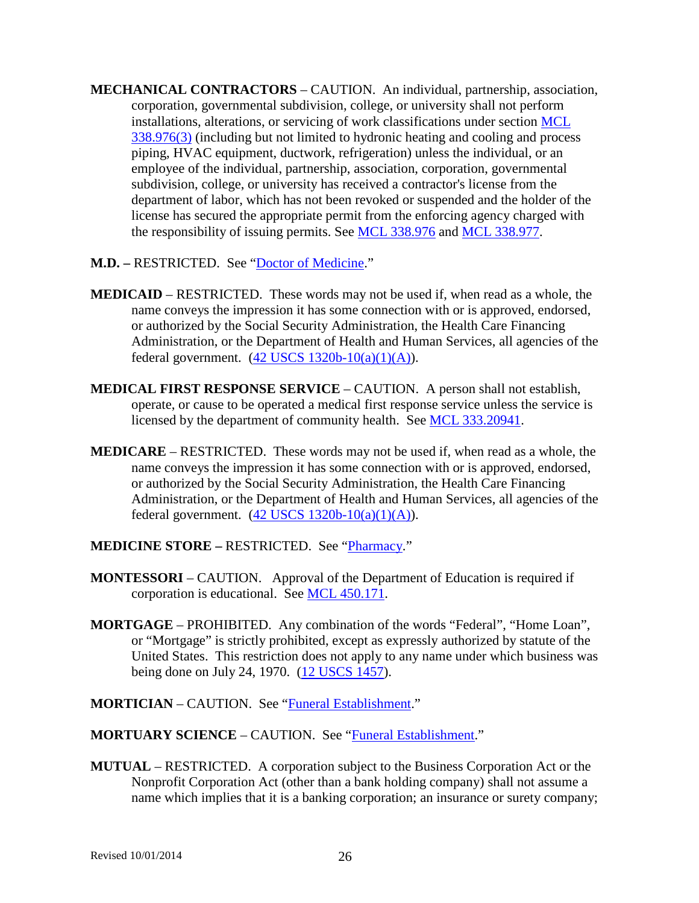**MECHANICAL CONTRACTORS** – CAUTION. An individual, partnership, association, corporation, governmental subdivision, college, or university shall not perform installations, alterations, or servicing of work classifications under section MCL 338.976(3) (including but not limited to hydronic heating and cooling and process piping, HVAC equipment, ductwork, refrigeration) unless the individual, or an employee of the individual, partnership, association, corporation, governmental subdivision, college, or university has received a contractor's license from the department of labor, which has not been revoked or suspended and the holder of the license has secured the appropriate permit from the enforcing agency charged with the responsibility of issuing permits. See MCL 338.976 and MCL 338.977.

**M.D. –** RESTRICTED. See "Doctor of Medicine."

**MEDICAID** – RESTRICTED. These words may not be used if, when read as a whole, the name conveys the impression it has some connection with or is approved, endorsed, or authorized by the Social Security Administration, the Health Care Financing Administration, or the Department of Health and Human Services, all agencies of the federal government. (42 USCS 1320b-10(a)(1)(A)).

**MEDICAL FIRST RESPONSE SERVICE** – CAUTION. A person shall not establish, operate, or cause to be operated a medical first response service unless the service is licensed by the department of community health. See MCL 333.20941.

**MEDICARE** – RESTRICTED. These words may not be used if, when read as a whole, the name conveys the impression it has some connection with or is approved, endorsed, or authorized by the Social Security Administration, the Health Care Financing Administration, or the Department of Health and Human Services, all agencies of the federal government. (42 USCS 1320b-10(a)(1)(A)).

**MEDICINE STORE –** RESTRICTED. See "Pharmacy."

**MONTESSORI** – CAUTION. Approval of the Department of Education is required if corporation is educational. See MCL 450.171.

**MORTGAGE** – PROHIBITED. Any combination of the words "Federal", "Home Loan", or "Mortgage" is strictly prohibited, except as expressly authorized by statute of the United States. This restriction does not apply to any name under which business was being done on July 24, 1970. (12 USCS 1457).

**MORTICIAN** – CAUTION. See "Funeral Establishment."

**MORTUARY SCIENCE** – CAUTION. See "Funeral Establishment."

**MUTUAL** – RESTRICTED. A corporation subject to the Business Corporation Act or the Nonprofit Corporation Act (other than a bank holding company) shall not assume a name which implies that it is a banking corporation; an insurance or surety company;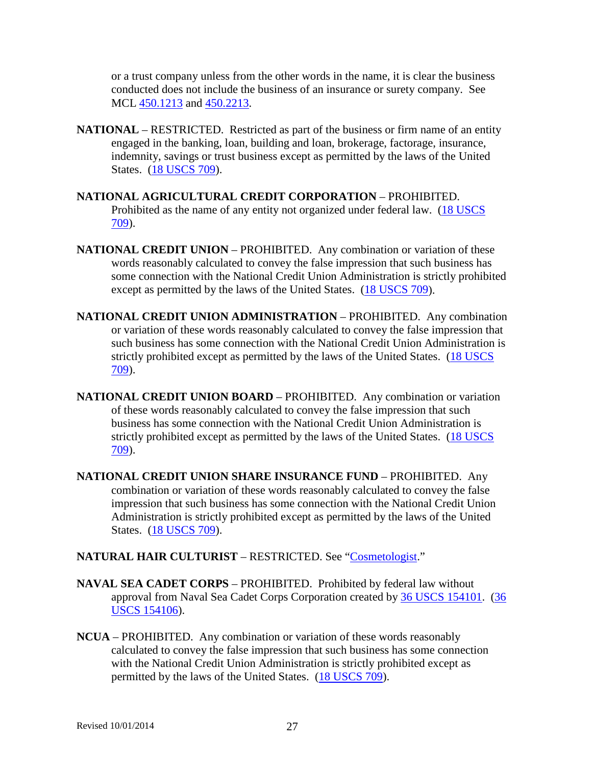or a trust company unless from the other words in the name, it is clear the business conducted does not include the business of an insurance or surety company. See MCL 450.1213 and 450.2213.

**NATIONAL** – RESTRICTED. Restricted as part of the business or firm name of an entity engaged in the banking, loan, building and loan, brokerage, factorage, insurance, indemnity, savings or trust business except as permitted by the laws of the United States. (18 USCS 709).

**NATIONAL AGRICULTURAL CREDIT CORPORATION** – PROHIBITED. Prohibited as the name of any entity not organized under federal law. (18 USCS 709).

**NATIONAL CREDIT UNION** – PROHIBITED. Any combination or variation of these words reasonably calculated to convey the false impression that such business has some connection with the National Credit Union Administration is strictly prohibited except as permitted by the laws of the United States. (18 USCS 709).

**NATIONAL CREDIT UNION ADMINISTRATION** – PROHIBITED. Any combination or variation of these words reasonably calculated to convey the false impression that such business has some connection with the National Credit Union Administration is strictly prohibited except as permitted by the laws of the United States. (18 USCS 709).

**NATIONAL CREDIT UNION BOARD** – PROHIBITED. Any combination or variation of these words reasonably calculated to convey the false impression that such business has some connection with the National Credit Union Administration is strictly prohibited except as permitted by the laws of the United States. (18 USCS 709).

**NATIONAL CREDIT UNION SHARE INSURANCE FUND** – PROHIBITED. Any combination or variation of these words reasonably calculated to convey the false impression that such business has some connection with the National Credit Union Administration is strictly prohibited except as permitted by the laws of the United States. (18 USCS 709).

**NATURAL HAIR CULTURIST** – RESTRICTED. See "Cosmetologist."

**NAVAL SEA CADET CORPS** – PROHIBITED. Prohibited by federal law without approval from Naval Sea Cadet Corps Corporation created by 36 USCS 154101. (36 USCS 154106).

**NCUA** – PROHIBITED. Any combination or variation of these words reasonably calculated to convey the false impression that such business has some connection with the National Credit Union Administration is strictly prohibited except as permitted by the laws of the United States. (18 USCS 709).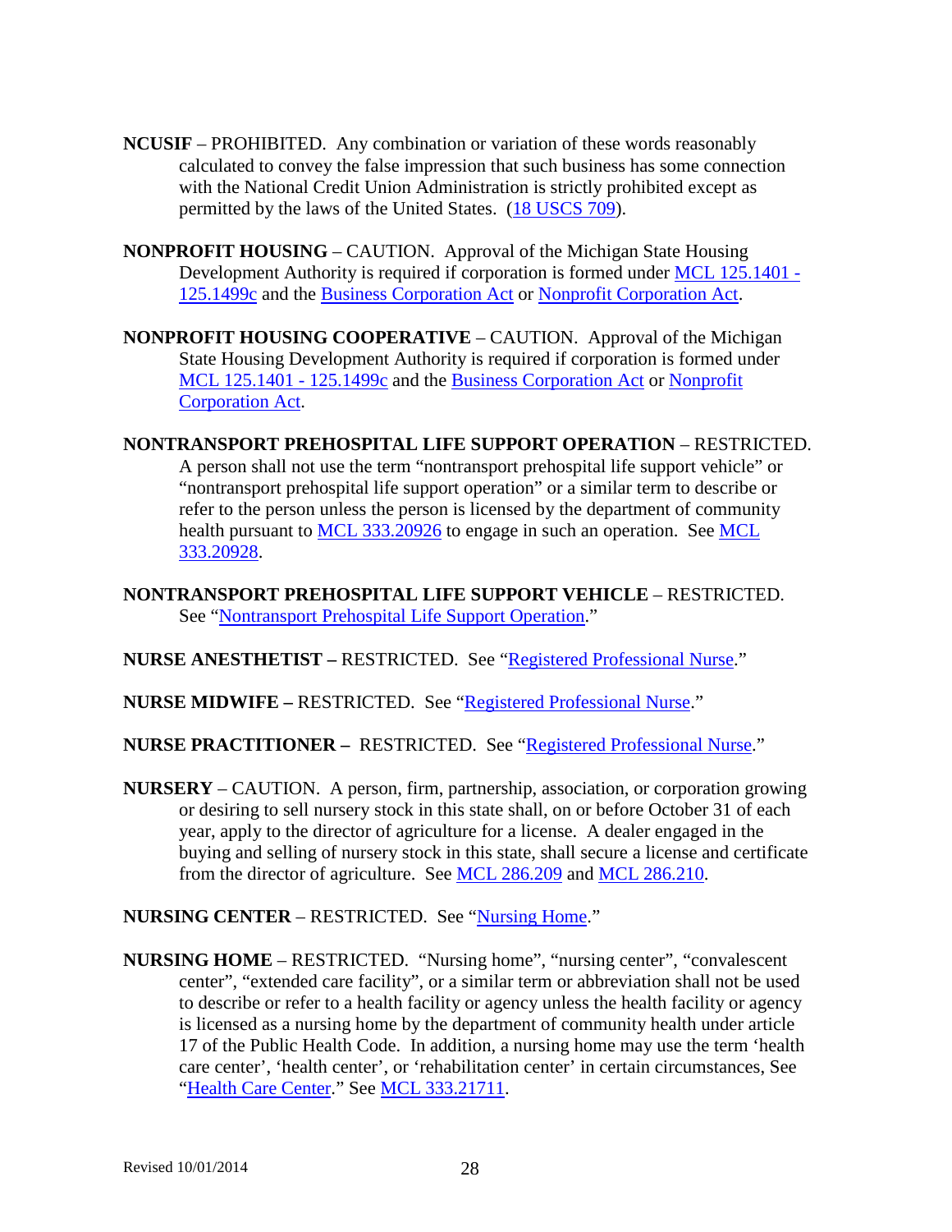**NCUSIF** – PROHIBITED. Any combination or variation of these words reasonably calculated to convey the false impression that such business has some connection with the National Credit Union Administration is strictly prohibited except as permitted by the laws of the United States. (18 USCS 709).

**NONPROFIT HOUSING** – CAUTION. Approval of the Michigan State Housing Development Authority is required if corporation is formed under MCL 125.1401 - 125.1499c and the Business Corporation Act or Nonprofit Corporation Act.

**NONPROFIT HOUSING COOPERATIVE** – CAUTION. Approval of the Michigan State Housing Development Authority is required if corporation is formed under MCL 125.1401 - 125.1499c and the Business Corporation Act or Nonprofit Corporation Act.

**NONTRANSPORT PREHOSPITAL LIFE SUPPORT OPERATION** – RESTRICTED. A person shall not use the term "nontransport prehospital life support vehicle" or "nontransport prehospital life support operation" or a similar term to describe or refer to the person unless the person is licensed by the department of community health pursuant to MCL 333.20926 to engage in such an operation. See MCL 333.20928.

**NONTRANSPORT PREHOSPITAL LIFE SUPPORT VEHICLE** – RESTRICTED. See "Nontransport Prehospital Life Support Operation."

**NURSE ANESTHETIST –** RESTRICTED. See "Registered Professional Nurse."

**NURSE MIDWIFE –** RESTRICTED. See "Registered Professional Nurse."

**NURSE PRACTITIONER –** RESTRICTED. See "Registered Professional Nurse."

**NURSERY** – CAUTION. A person, firm, partnership, association, or corporation growing or desiring to sell nursery stock in this state shall, on or before October 31 of each year, apply to the director of agriculture for a license. A dealer engaged in the buying and selling of nursery stock in this state, shall secure a license and certificate from the director of agriculture. See MCL 286.209 and MCL 286.210.

**NURSING CENTER** – RESTRICTED. See "Nursing Home."

**NURSING HOME** – RESTRICTED. "Nursing home", "nursing center", "convalescent center", "extended care facility", or a similar term or abbreviation shall not be used to describe or refer to a health facility or agency unless the health facility or agency is licensed as a nursing home by the department of community health under article 17 of the Public Health Code. In addition, a nursing home may use the term 'health care center', 'health center', or 'rehabilitation center' in certain circumstances, See "Health Care Center." See MCL 333.21711.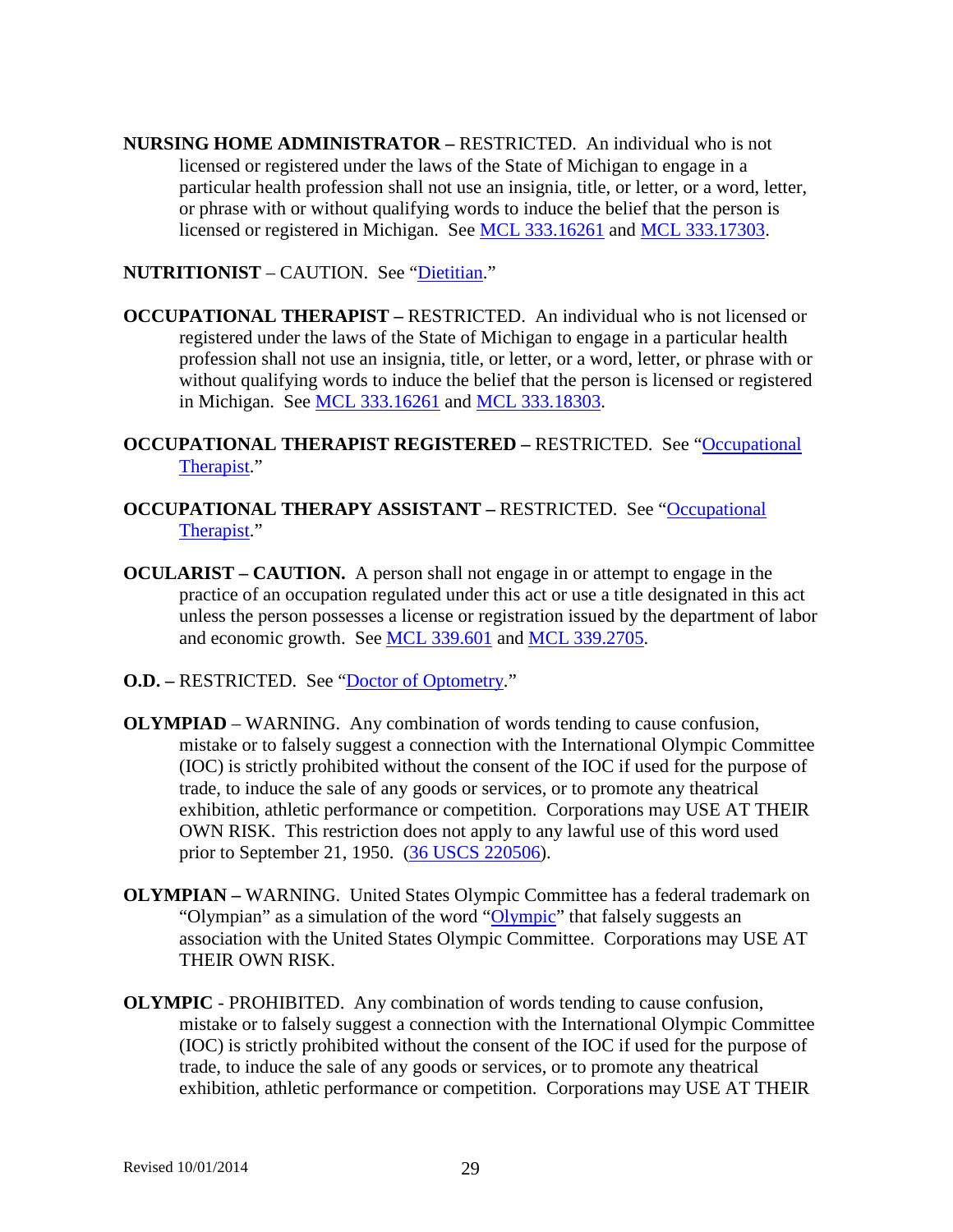**NURSING HOME ADMINISTRATOR –** RESTRICTED. An individual who is not licensed or registered under the laws of the State of Michigan to engage in a particular health profession shall not use an insignia, title, or letter, or a word, letter, or phrase with or without qualifying words to induce the belief that the person is licensed or registered in Michigan. See MCL 333.16261 and MCL 333.17303.

**NUTRITIONIST** – CAUTION. See "Dietitian."

**OCCUPATIONAL THERAPIST –** RESTRICTED. An individual who is not licensed or registered under the laws of the State of Michigan to engage in a particular health profession shall not use an insignia, title, or letter, or a word, letter, or phrase with or without qualifying words to induce the belief that the person is licensed or registered in Michigan. See MCL 333.16261 and MCL 333.18303.

**OCCUPATIONAL THERAPIST REGISTERED –** RESTRICTED. See "Occupational Therapist."

**OCCUPATIONAL THERAPY ASSISTANT –** RESTRICTED. See "Occupational Therapist."

**OCULARIST – CAUTION.** A person shall not engage in or attempt to engage in the practice of an occupation regulated under this act or use a title designated in this act unless the person possesses a license or registration issued by the department of labor and economic growth. See MCL 339.601 and MCL 339.2705.

**O.D. –** RESTRICTED. See "Doctor of Optometry."

**OLYMPIAD** – WARNING. Any combination of words tending to cause confusion, mistake or to falsely suggest a connection with the International Olympic Committee (IOC) is strictly prohibited without the consent of the IOC if used for the purpose of trade, to induce the sale of any goods or services, or to promote any theatrical exhibition, athletic performance or competition. Corporations may USE AT THEIR OWN RISK. This restriction does not apply to any lawful use of this word used prior to September 21, 1950. (36 USCS 220506).

**OLYMPIAN –** WARNING. United States Olympic Committee has a federal trademark on "Olympian" as a simulation of the word "Olympic" that falsely suggests an association with the United States Olympic Committee. Corporations may USE AT THEIR OWN RISK.

**OLYMPIC** - PROHIBITED. Any combination of words tending to cause confusion, mistake or to falsely suggest a connection with the International Olympic Committee (IOC) is strictly prohibited without the consent of the IOC if used for the purpose of trade, to induce the sale of any goods or services, or to promote any theatrical exhibition, athletic performance or competition. Corporations may USE AT THEIR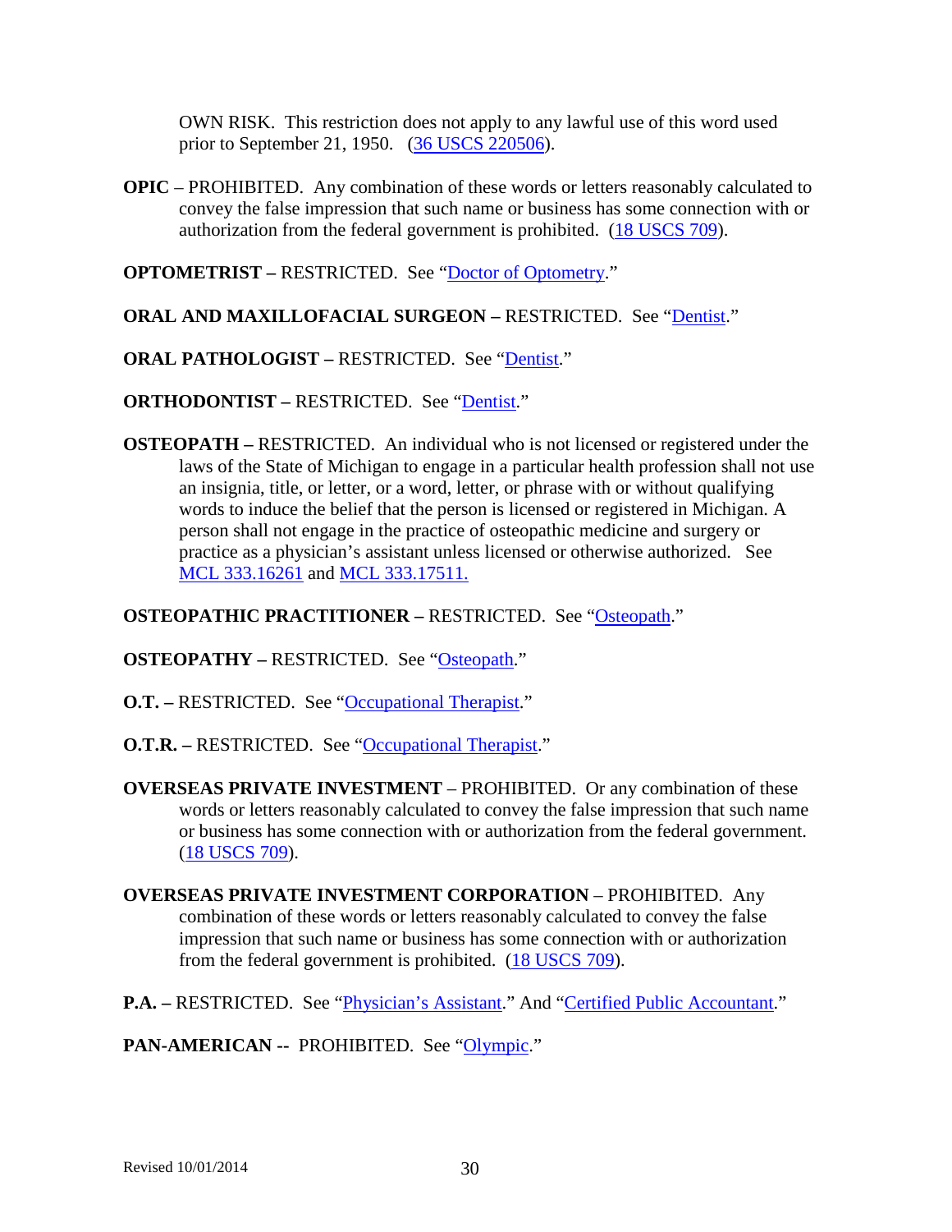OWN RISK. This restriction does not apply to any lawful use of this word used prior to September 21, 1950. (36 USCS 220506).

**OPIC** – PROHIBITED. Any combination of these words or letters reasonably calculated to convey the false impression that such name or business has some connection with or authorization from the federal government is prohibited. (18 USCS 709).

**OPTOMETRIST –** RESTRICTED. See "Doctor of Optometry."

**ORAL AND MAXILLOFACIAL SURGEON –** RESTRICTED. See "Dentist."

**ORAL PATHOLOGIST –** RESTRICTED. See "Dentist."

**ORTHODONTIST –** RESTRICTED. See "Dentist."

**OSTEOPATH –** RESTRICTED. An individual who is not licensed or registered under the laws of the State of Michigan to engage in a particular health profession shall not use an insignia, title, or letter, or a word, letter, or phrase with or without qualifying words to induce the belief that the person is licensed or registered in Michigan. A person shall not engage in the practice of osteopathic medicine and surgery or practice as a physician's assistant unless licensed or otherwise authorized. See MCL 333.16261 and MCL 333.17511.

**OSTEOPATHIC PRACTITIONER –** RESTRICTED. See "Osteopath."

**OSTEOPATHY –** RESTRICTED. See "Osteopath."

**O.T. –** RESTRICTED. See "Occupational Therapist."

**O.T.R. –** RESTRICTED. See "Occupational Therapist."

**OVERSEAS PRIVATE INVESTMENT** – PROHIBITED. Or any combination of these words or letters reasonably calculated to convey the false impression that such name or business has some connection with or authorization from the federal government. (18 USCS 709).

**OVERSEAS PRIVATE INVESTMENT CORPORATION** – PROHIBITED. Any combination of these words or letters reasonably calculated to convey the false impression that such name or business has some connection with or authorization from the federal government is prohibited. (18 USCS 709).

**P.A. –** RESTRICTED. See "Physician's Assistant." And "Certified Public Accountant."

**PAN-AMERICAN --** PROHIBITED. See "Olympic."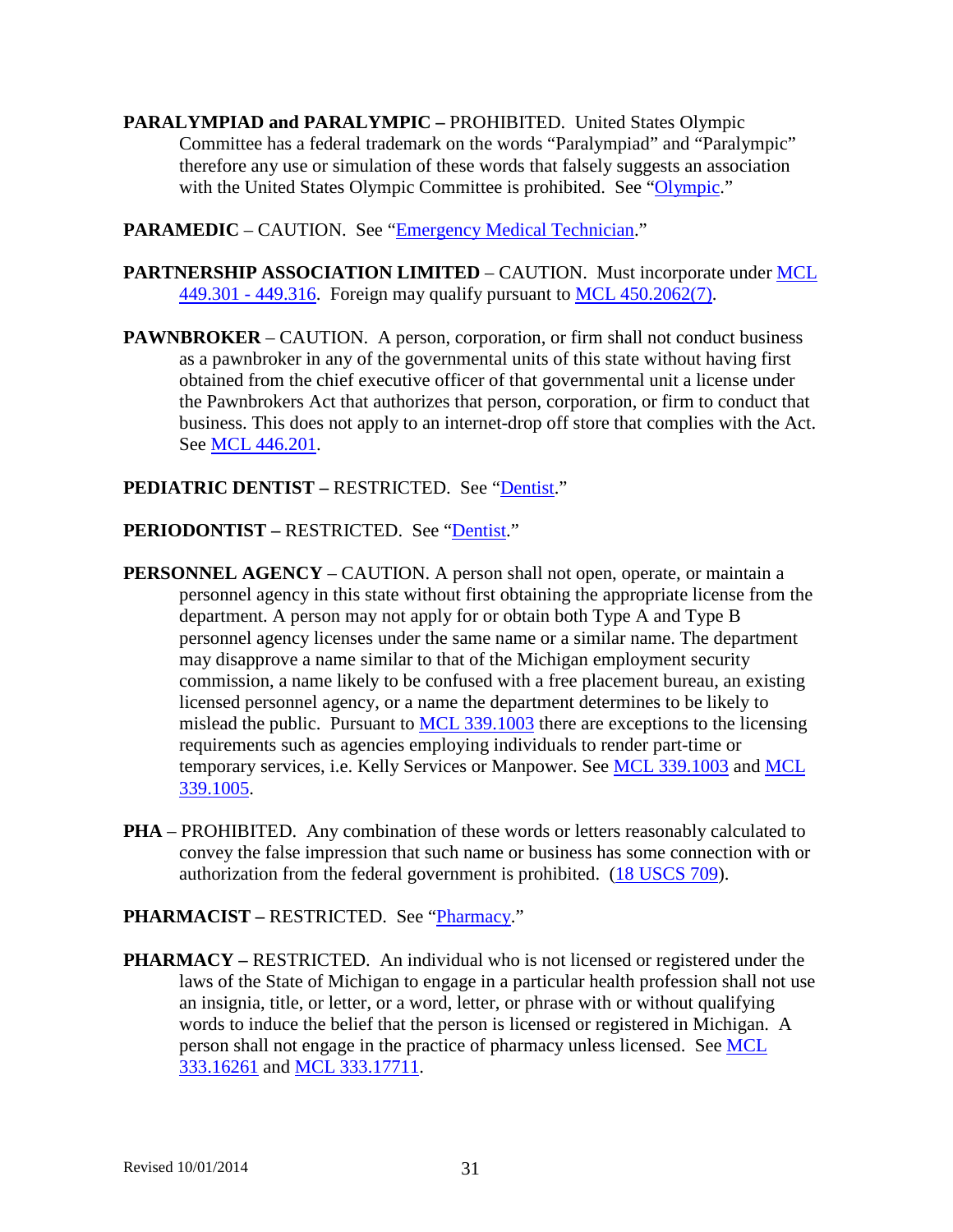**PARALYMPIAD and PARALYMPIC –** PROHIBITED. United States Olympic Committee has a federal trademark on the words "Paralympiad" and "Paralympic" therefore any use or simulation of these words that falsely suggests an association with the United States Olympic Committee is prohibited. See "Olympic."

**PARAMEDIC** – CAUTION. See "Emergency Medical Technician."

**PARTNERSHIP ASSOCIATION LIMITED** – CAUTION. Must incorporate under MCL 449.301 - 449.316. Foreign may qualify pursuant to MCL 450.2062(7).

**PAWNBROKER** – CAUTION. A person, corporation, or firm shall not conduct business as a pawnbroker in any of the governmental units of this state without having first obtained from the chief executive officer of that governmental unit a license under the Pawnbrokers Act that authorizes that person, corporation, or firm to conduct that business. This does not apply to an internet-drop off store that complies with the Act. See MCL 446.201.

**PEDIATRIC DENTIST –** RESTRICTED. See "Dentist."

**PERIODONTIST –** RESTRICTED. See "Dentist."

**PERSONNEL AGENCY** – CAUTION. A person shall not open, operate, or maintain a personnel agency in this state without first obtaining the appropriate license from the department. A person may not apply for or obtain both Type A and Type B personnel agency licenses under the same name or a similar name. The department may disapprove a name similar to that of the Michigan employment security commission, a name likely to be confused with a free placement bureau, an existing licensed personnel agency, or a name the department determines to be likely to mislead the public. Pursuant to MCL 339.1003 there are exceptions to the licensing requirements such as agencies employing individuals to render part-time or temporary services, i.e. Kelly Services or Manpower. See MCL 339.1003 and MCL 339.1005.

**PHA** – PROHIBITED. Any combination of these words or letters reasonably calculated to convey the false impression that such name or business has some connection with or authorization from the federal government is prohibited. (18 USCS 709).

**PHARMACIST –** RESTRICTED. See "Pharmacy."

**PHARMACY –** RESTRICTED. An individual who is not licensed or registered under the laws of the State of Michigan to engage in a particular health profession shall not use an insignia, title, or letter, or a word, letter, or phrase with or without qualifying words to induce the belief that the person is licensed or registered in Michigan. A person shall not engage in the practice of pharmacy unless licensed. See MCL 333.16261 and MCL 333.17711.

Revised 10/01/2014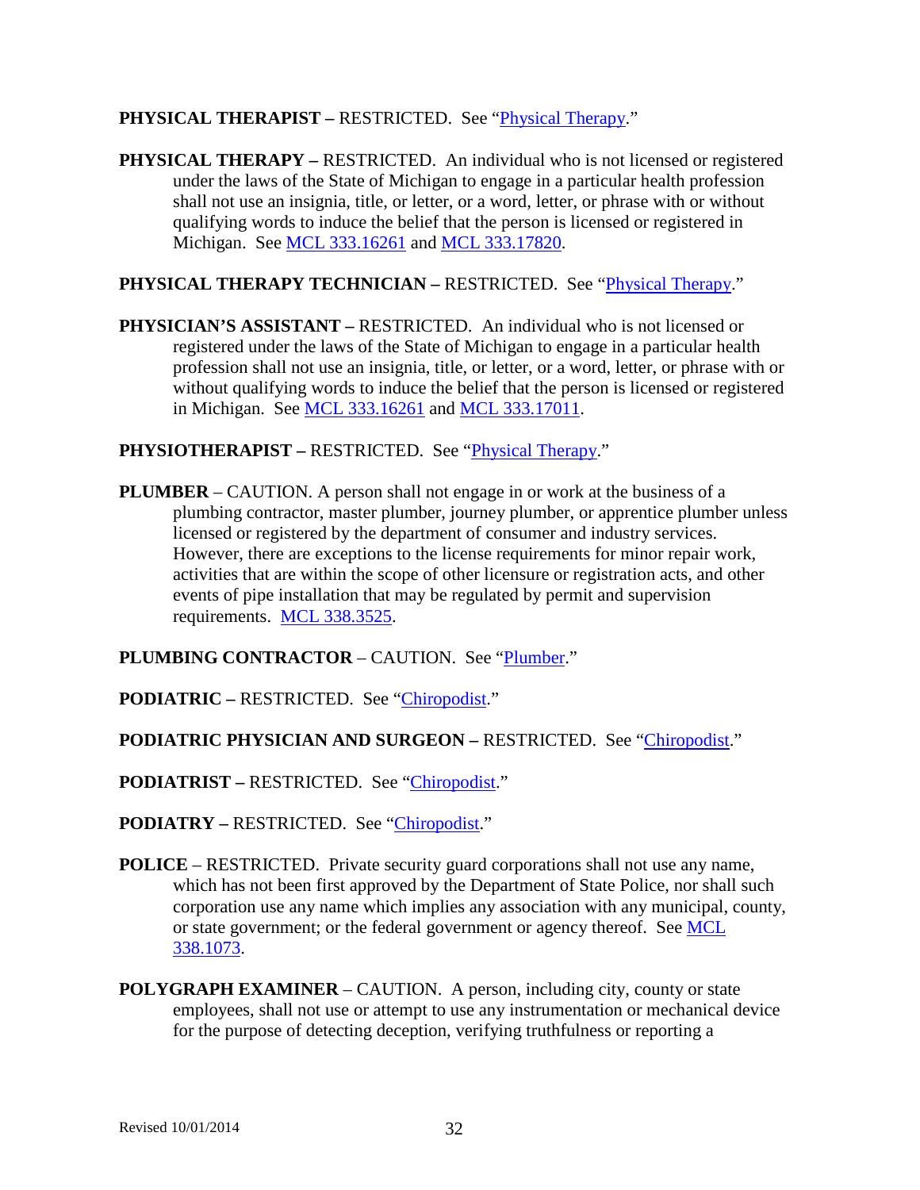**PHYSICAL THERAPIST –** RESTRICTED. See "Physical Therapy."

**PHYSICAL THERAPY –** RESTRICTED. An individual who is not licensed or registered under the laws of the State of Michigan to engage in a particular health profession shall not use an insignia, title, or letter, or a word, letter, or phrase with or without qualifying words to induce the belief that the person is licensed or registered in Michigan. See MCL 333.16261 and MCL 333.17820.

**PHYSICAL THERAPY TECHNICIAN –** RESTRICTED. See "Physical Therapy."

**PHYSICIAN'S ASSISTANT –** RESTRICTED. An individual who is not licensed or registered under the laws of the State of Michigan to engage in a particular health profession shall not use an insignia, title, or letter, or a word, letter, or phrase with or without qualifying words to induce the belief that the person is licensed or registered in Michigan. See MCL 333.16261 and MCL 333.17011.

**PHYSIOTHERAPIST –** RESTRICTED. See "Physical Therapy."

**PLUMBER** – CAUTION. A person shall not engage in or work at the business of a plumbing contractor, master plumber, journey plumber, or apprentice plumber unless licensed or registered by the department of consumer and industry services. However, there are exceptions to the license requirements for minor repair work, activities that are within the scope of other licensure or registration acts, and other events of pipe installation that may be regulated by permit and supervision requirements. MCL 338.3525.

**PLUMBING CONTRACTOR** – CAUTION. See "Plumber."

**PODIATRIC –** RESTRICTED. See "Chiropodist."

**PODIATRIC PHYSICIAN AND SURGEON –** RESTRICTED. See "Chiropodist."

**PODIATRIST –** RESTRICTED. See "Chiropodist."

**PODIATRY –** RESTRICTED. See "Chiropodist."

**POLICE** – RESTRICTED. Private security guard corporations shall not use any name, which has not been first approved by the Department of State Police, nor shall such corporation use any name which implies any association with any municipal, county, or state government; or the federal government or agency thereof. See MCL 338.1073.

**POLYGRAPH EXAMINER** – CAUTION. A person, including city, county or state employees, shall not use or attempt to use any instrumentation or mechanical device for the purpose of detecting deception, verifying truthfulness or reporting a

Revised 10/01/2014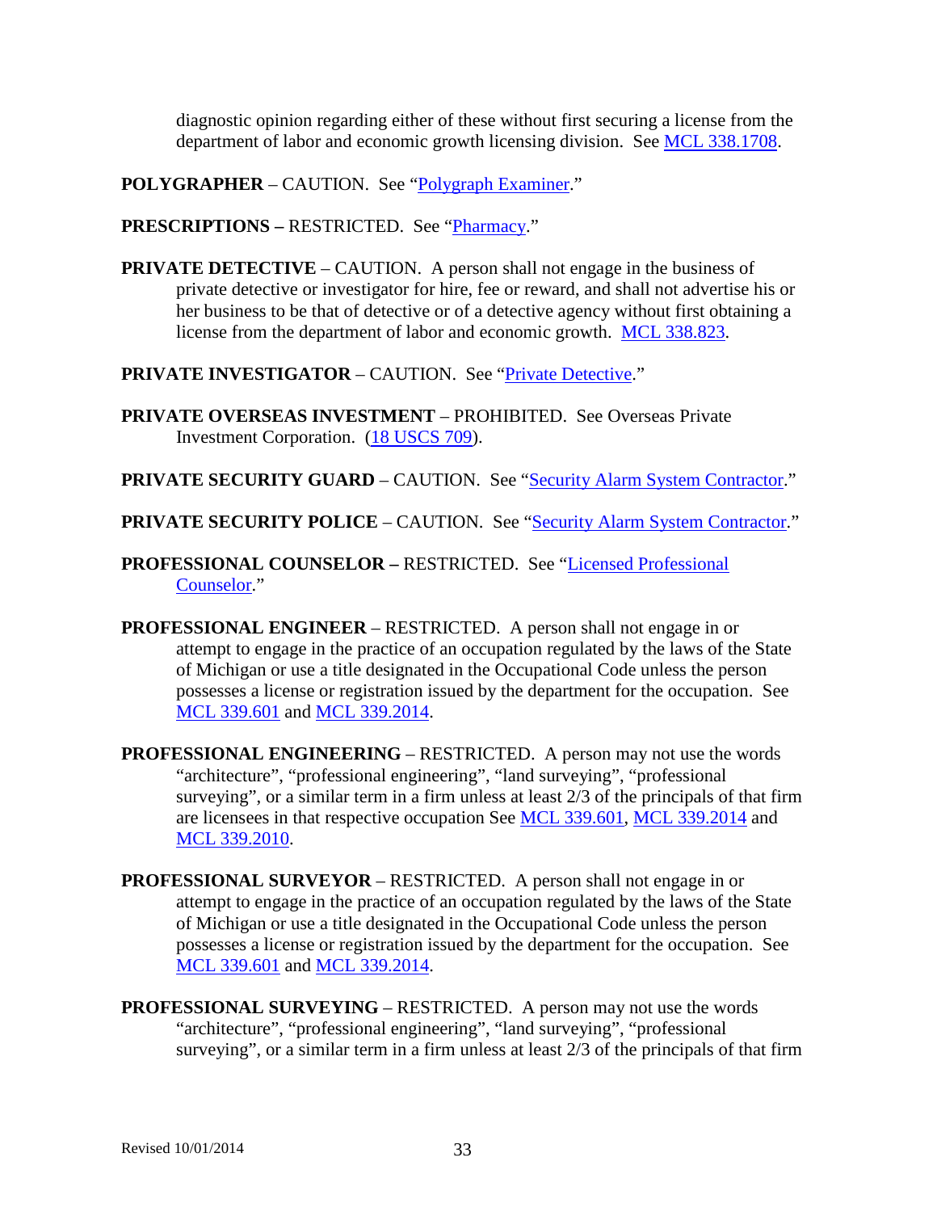diagnostic opinion regarding either of these without first securing a license from the department of labor and economic growth licensing division. See MCL 338.1708.

**POLYGRAPHER** – CAUTION. See "Polygraph Examiner."

**PRESCRIPTIONS –** RESTRICTED. See "Pharmacy."

**PRIVATE DETECTIVE** – CAUTION. A person shall not engage in the business of private detective or investigator for hire, fee or reward, and shall not advertise his or her business to be that of detective or of a detective agency without first obtaining a license from the department of labor and economic growth. MCL 338.823.

**PRIVATE INVESTIGATOR** – CAUTION. See "Private Detective."

**PRIVATE OVERSEAS INVESTMENT** – PROHIBITED. See Overseas Private Investment Corporation. (18 USCS 709).

**PRIVATE SECURITY GUARD** – CAUTION. See "Security Alarm System Contractor."

**PRIVATE SECURITY POLICE** – CAUTION. See "Security Alarm System Contractor."

**PROFESSIONAL COUNSELOR –** RESTRICTED. See "Licensed Professional Counselor."

**PROFESSIONAL ENGINEER** – RESTRICTED. A person shall not engage in or attempt to engage in the practice of an occupation regulated by the laws of the State of Michigan or use a title designated in the Occupational Code unless the person possesses a license or registration issued by the department for the occupation. See MCL 339.601 and MCL 339.2014.

**PROFESSIONAL ENGINEERING** – RESTRICTED. A person may not use the words "architecture", "professional engineering", "land surveying", "professional surveying", or a similar term in a firm unless at least 2/3 of the principals of that firm are licensees in that respective occupation See MCL 339.601, MCL 339.2014 and MCL 339.2010.

**PROFESSIONAL SURVEYOR** – RESTRICTED. A person shall not engage in or attempt to engage in the practice of an occupation regulated by the laws of the State of Michigan or use a title designated in the Occupational Code unless the person possesses a license or registration issued by the department for the occupation. See MCL 339.601 and MCL 339.2014.

**PROFESSIONAL SURVEYING** – RESTRICTED. A person may not use the words "architecture", "professional engineering", "land surveying", "professional surveying", or a similar term in a firm unless at least 2/3 of the principals of that firm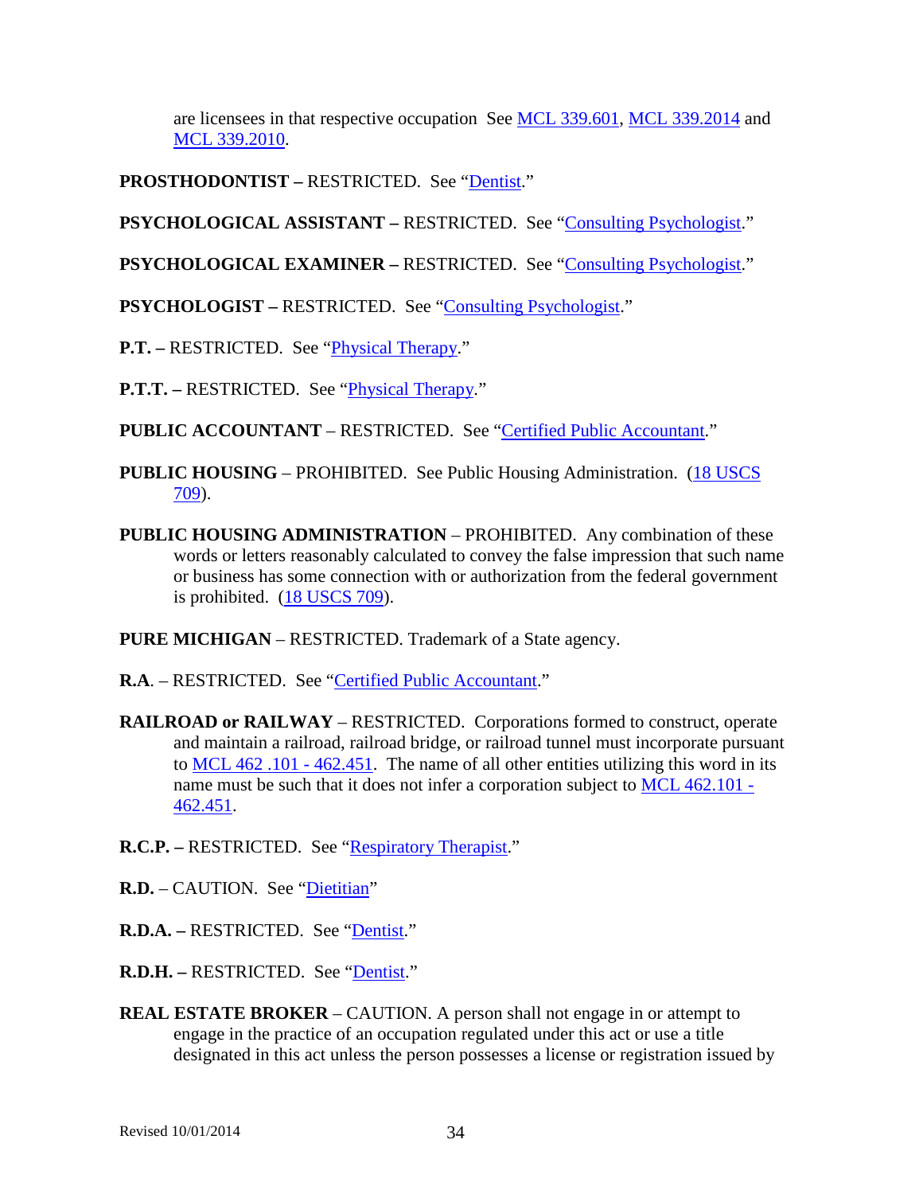are licensees in that respective occupation  See MCL 339.601, MCL 339.2014 and MCL 339.2010.

**PROSTHODONTIST –** RESTRICTED.  See "Dentist."

**PSYCHOLOGICAL ASSISTANT –** RESTRICTED.  See "Consulting Psychologist."

**PSYCHOLOGICAL EXAMINER –** RESTRICTED.  See "Consulting Psychologist."

**PSYCHOLOGIST –** RESTRICTED.  See "Consulting Psychologist."

**P.T. –** RESTRICTED.  See "Physical Therapy."

**P.T.T. –** RESTRICTED.  See "Physical Therapy."

**PUBLIC ACCOUNTANT** – RESTRICTED.  See "Certified Public Accountant."

**PUBLIC HOUSING** – PROHIBITED.  See Public Housing Administration.  (18 USCS 709).

**PUBLIC HOUSING ADMINISTRATION** – PROHIBITED.  Any combination of these words or letters reasonably calculated to convey the false impression that such name or business has some connection with or authorization from the federal government is prohibited.  (18 USCS 709).

**PURE MICHIGAN** – RESTRICTED. Trademark of a State agency.

**R.A**. – RESTRICTED.  See "Certified Public Accountant."

**RAILROAD or RAILWAY** – RESTRICTED.  Corporations formed to construct, operate and maintain a railroad, railroad bridge, or railroad tunnel must incorporate pursuant to MCL 462 .101 - 462.451.  The name of all other entities utilizing this word in its name must be such that it does not infer a corporation subject to MCL 462.101 - 462.451.

**R.C.P. –** RESTRICTED.  See "Respiratory Therapist."

**R.D.** – CAUTION.  See "Dietitian"

**R.D.A. –** RESTRICTED.  See "Dentist."

**R.D.H. –** RESTRICTED.  See "Dentist."

**REAL ESTATE BROKER** – CAUTION. A person shall not engage in or attempt to engage in the practice of an occupation regulated under this act or use a title designated in this act unless the person possesses a license or registration issued by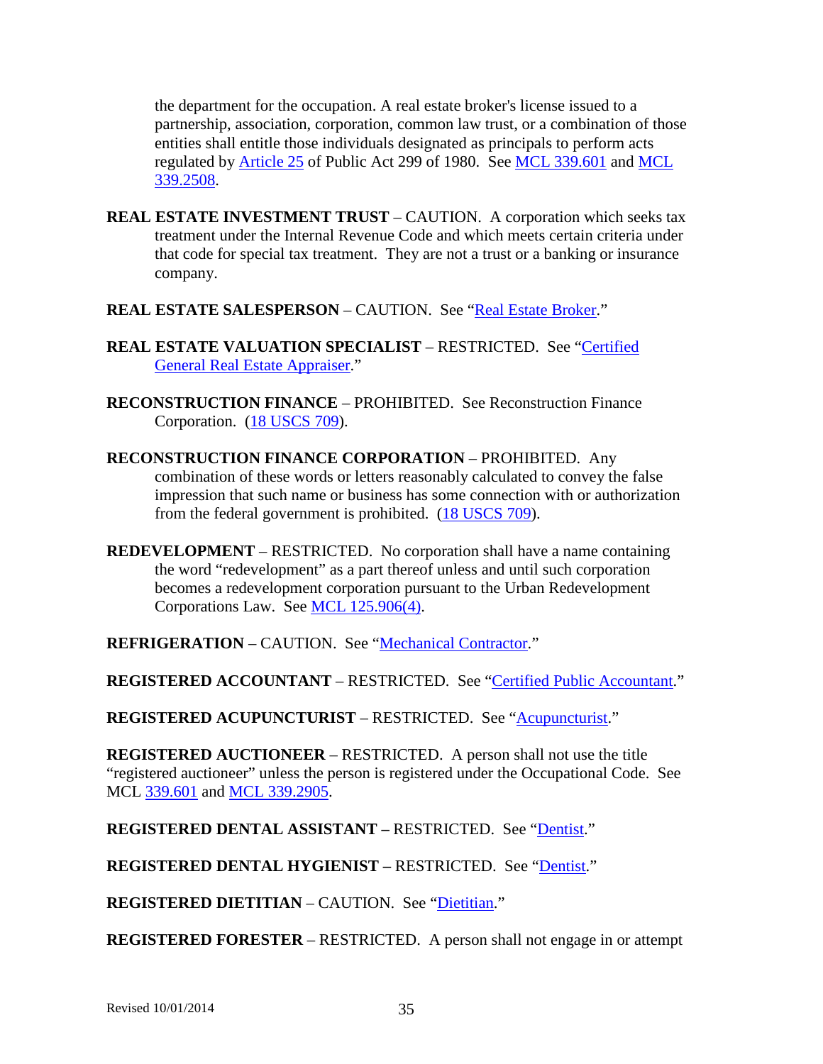the department for the occupation. A real estate broker's license issued to a partnership, association, corporation, common law trust, or a combination of those entities shall entitle those individuals designated as principals to perform acts regulated by Article 25 of Public Act 299 of 1980. See MCL 339.601 and MCL 339.2508.

**REAL ESTATE INVESTMENT TRUST** – CAUTION. A corporation which seeks tax treatment under the Internal Revenue Code and which meets certain criteria under that code for special tax treatment. They are not a trust or a banking or insurance company.

**REAL ESTATE SALESPERSON** – CAUTION. See "Real Estate Broker."

**REAL ESTATE VALUATION SPECIALIST** – RESTRICTED. See "Certified General Real Estate Appraiser."

**RECONSTRUCTION FINANCE** – PROHIBITED. See Reconstruction Finance Corporation. (18 USCS 709).

**RECONSTRUCTION FINANCE CORPORATION** – PROHIBITED. Any combination of these words or letters reasonably calculated to convey the false impression that such name or business has some connection with or authorization from the federal government is prohibited. (18 USCS 709).

**REDEVELOPMENT** – RESTRICTED. No corporation shall have a name containing the word "redevelopment" as a part thereof unless and until such corporation becomes a redevelopment corporation pursuant to the Urban Redevelopment Corporations Law. See MCL 125.906(4).

**REFRIGERATION** – CAUTION. See "Mechanical Contractor."

**REGISTERED ACCOUNTANT** – RESTRICTED. See "Certified Public Accountant."

**REGISTERED ACUPUNCTURIST** – RESTRICTED. See "Acupuncturist."

**REGISTERED AUCTIONEER** – RESTRICTED. A person shall not use the title "registered auctioneer" unless the person is registered under the Occupational Code. See MCL 339.601 and MCL 339.2905.

**REGISTERED DENTAL ASSISTANT –** RESTRICTED. See "Dentist."

**REGISTERED DENTAL HYGIENIST –** RESTRICTED. See "Dentist."

**REGISTERED DIETITIAN** – CAUTION. See "Dietitian."

**REGISTERED FORESTER** – RESTRICTED. A person shall not engage in or attempt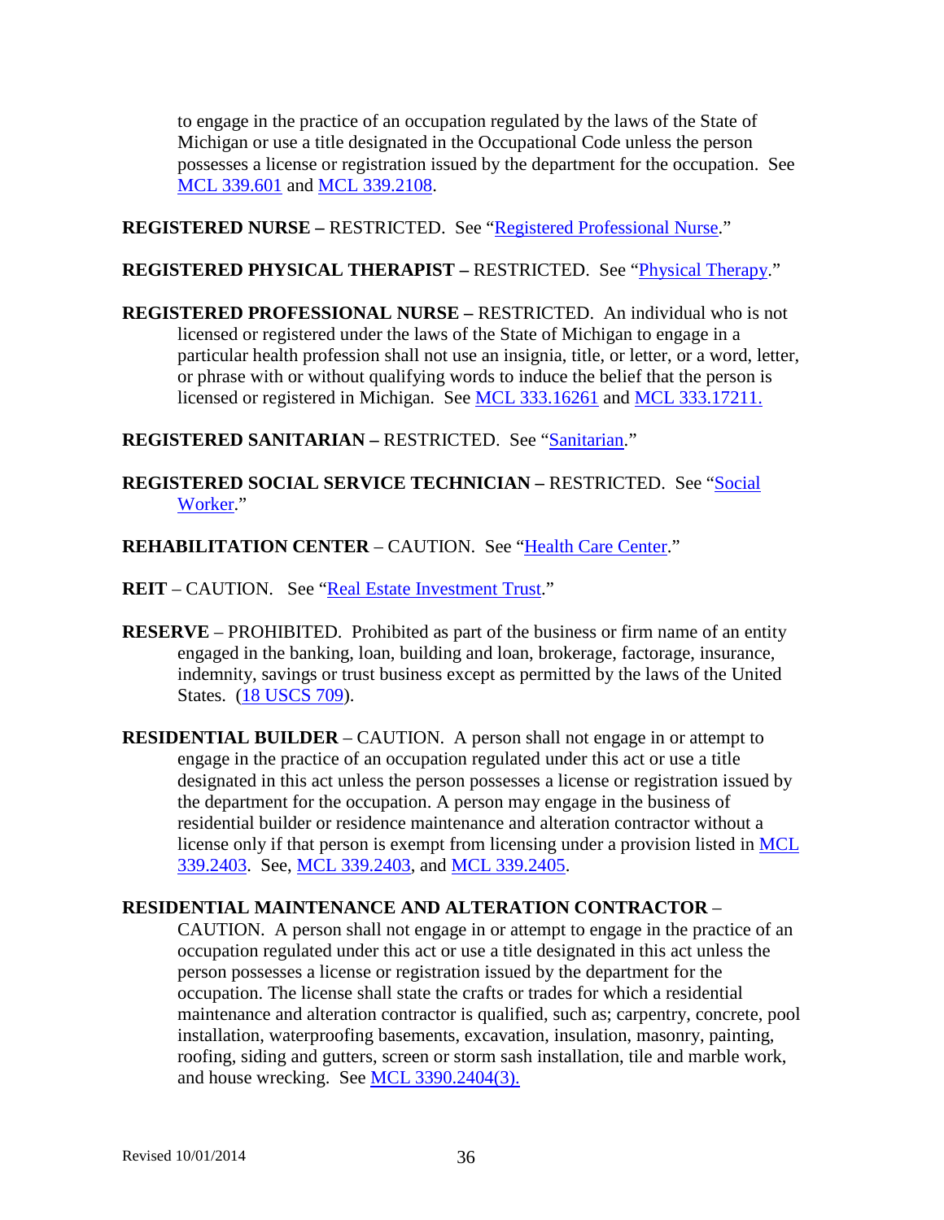to engage in the practice of an occupation regulated by the laws of the State of Michigan or use a title designated in the Occupational Code unless the person possesses a license or registration issued by the department for the occupation. See MCL 339.601 and MCL 339.2108.

**REGISTERED NURSE –** RESTRICTED. See "Registered Professional Nurse."

**REGISTERED PHYSICAL THERAPIST –** RESTRICTED. See "Physical Therapy."

**REGISTERED PROFESSIONAL NURSE –** RESTRICTED. An individual who is not licensed or registered under the laws of the State of Michigan to engage in a particular health profession shall not use an insignia, title, or letter, or a word, letter, or phrase with or without qualifying words to induce the belief that the person is licensed or registered in Michigan. See MCL 333.16261 and MCL 333.17211.

**REGISTERED SANITARIAN –** RESTRICTED. See "Sanitarian."

**REGISTERED SOCIAL SERVICE TECHNICIAN –** RESTRICTED. See "Social Worker."

**REHABILITATION CENTER** – CAUTION. See "Health Care Center."

**REIT** – CAUTION. See "Real Estate Investment Trust."

**RESERVE** – PROHIBITED. Prohibited as part of the business or firm name of an entity engaged in the banking, loan, building and loan, brokerage, factorage, insurance, indemnity, savings or trust business except as permitted by the laws of the United States. (18 USCS 709).

**RESIDENTIAL BUILDER** – CAUTION. A person shall not engage in or attempt to engage in the practice of an occupation regulated under this act or use a title designated in this act unless the person possesses a license or registration issued by the department for the occupation. A person may engage in the business of residential builder or residence maintenance and alteration contractor without a license only if that person is exempt from licensing under a provision listed in MCL 339.2403. See, MCL 339.2403, and MCL 339.2405.

**RESIDENTIAL MAINTENANCE AND ALTERATION CONTRACTOR** – CAUTION. A person shall not engage in or attempt to engage in the practice of an occupation regulated under this act or use a title designated in this act unless the person possesses a license or registration issued by the department for the occupation. The license shall state the crafts or trades for which a residential maintenance and alteration contractor is qualified, such as; carpentry, concrete, pool installation, waterproofing basements, excavation, insulation, masonry, painting, roofing, siding and gutters, screen or storm sash installation, tile and marble work, and house wrecking. See MCL 3390.2404(3).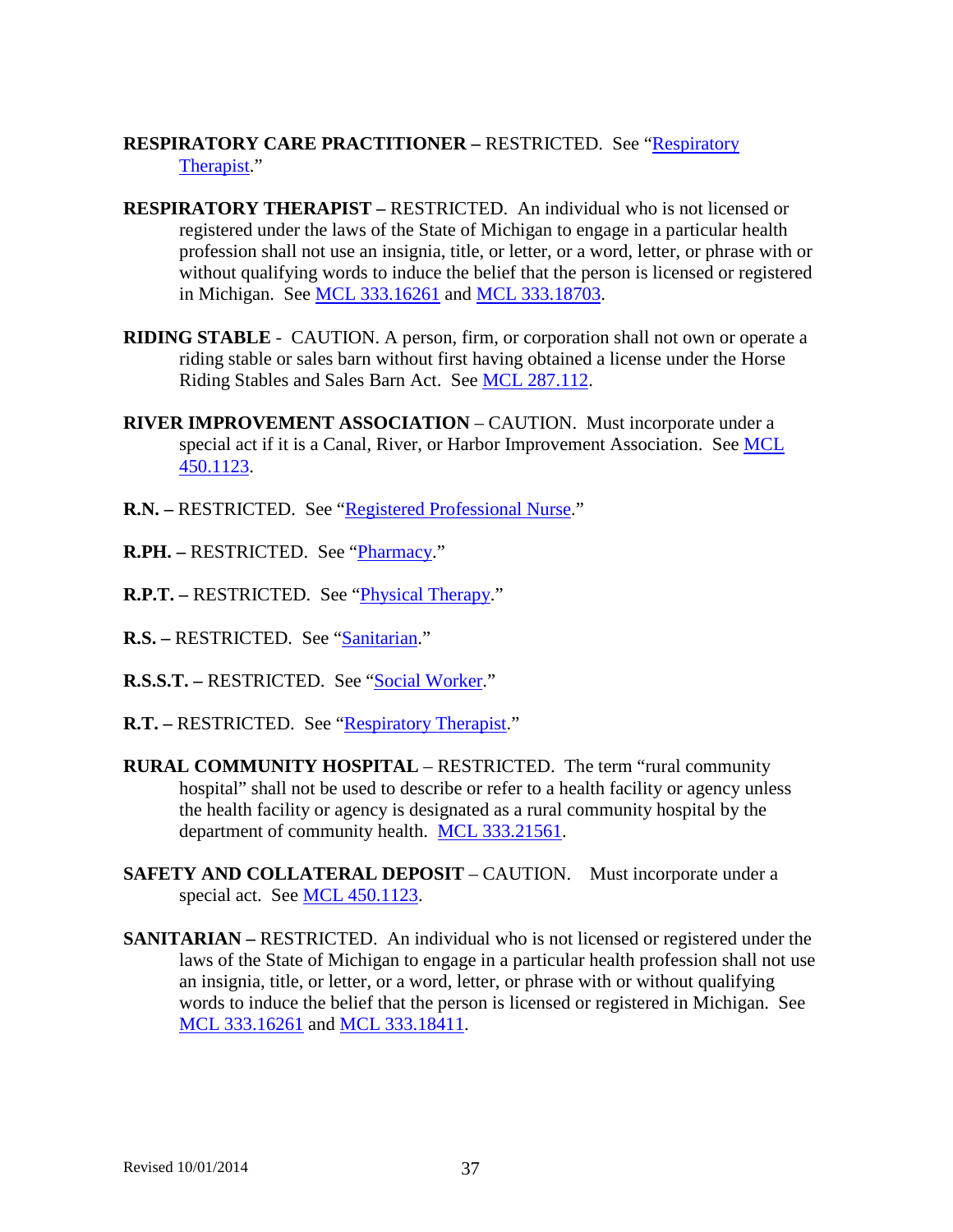**RESPIRATORY CARE PRACTITIONER –** RESTRICTED. See "Respiratory Therapist."

**RESPIRATORY THERAPIST –** RESTRICTED. An individual who is not licensed or registered under the laws of the State of Michigan to engage in a particular health profession shall not use an insignia, title, or letter, or a word, letter, or phrase with or without qualifying words to induce the belief that the person is licensed or registered in Michigan. See MCL 333.16261 and MCL 333.18703.

**RIDING STABLE** - CAUTION. A person, firm, or corporation shall not own or operate a riding stable or sales barn without first having obtained a license under the Horse Riding Stables and Sales Barn Act. See MCL 287.112.

**RIVER IMPROVEMENT ASSOCIATION** – CAUTION. Must incorporate under a special act if it is a Canal, River, or Harbor Improvement Association. See MCL 450.1123.

**R.N. –** RESTRICTED. See "Registered Professional Nurse."

**R.PH. –** RESTRICTED. See "Pharmacy."

**R.P.T. –** RESTRICTED. See "Physical Therapy."

**R.S. –** RESTRICTED. See "Sanitarian."

**R.S.S.T. –** RESTRICTED. See "Social Worker."

**R.T. –** RESTRICTED. See "Respiratory Therapist."

**RURAL COMMUNITY HOSPITAL** – RESTRICTED. The term "rural community hospital" shall not be used to describe or refer to a health facility or agency unless the health facility or agency is designated as a rural community hospital by the department of community health. MCL 333.21561.

**SAFETY AND COLLATERAL DEPOSIT** – CAUTION. Must incorporate under a special act. See MCL 450.1123.

**SANITARIAN –** RESTRICTED. An individual who is not licensed or registered under the laws of the State of Michigan to engage in a particular health profession shall not use an insignia, title, or letter, or a word, letter, or phrase with or without qualifying words to induce the belief that the person is licensed or registered in Michigan. See MCL 333.16261 and MCL 333.18411.

Revised 10/01/2014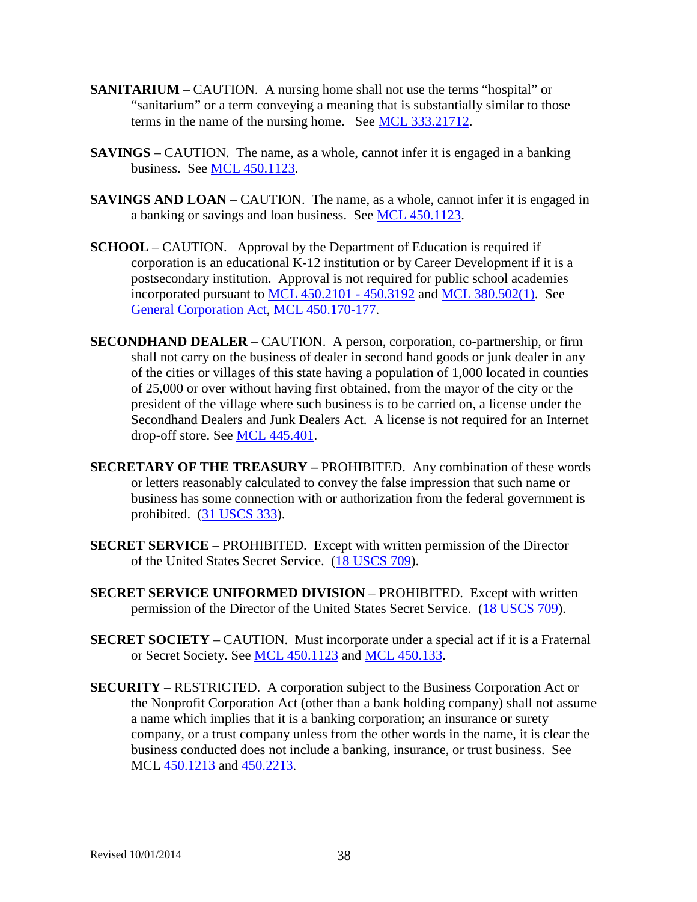**SANITARIUM** – CAUTION. A nursing home shall not use the terms "hospital" or "sanitarium" or a term conveying a meaning that is substantially similar to those terms in the name of the nursing home. See MCL 333.21712.

**SAVINGS** – CAUTION. The name, as a whole, cannot infer it is engaged in a banking business. See MCL 450.1123.

**SAVINGS AND LOAN** – CAUTION. The name, as a whole, cannot infer it is engaged in a banking or savings and loan business. See MCL 450.1123.

**SCHOOL** – CAUTION. Approval by the Department of Education is required if corporation is an educational K-12 institution or by Career Development if it is a postsecondary institution. Approval is not required for public school academies incorporated pursuant to MCL 450.2101 - 450.3192 and MCL 380.502(1). See General Corporation Act, MCL 450.170-177.

**SECONDHAND DEALER** – CAUTION. A person, corporation, co-partnership, or firm shall not carry on the business of dealer in second hand goods or junk dealer in any of the cities or villages of this state having a population of 1,000 located in counties of 25,000 or over without having first obtained, from the mayor of the city or the president of the village where such business is to be carried on, a license under the Secondhand Dealers and Junk Dealers Act. A license is not required for an Internet drop-off store. See MCL 445.401.

**SECRETARY OF THE TREASURY –** PROHIBITED. Any combination of these words or letters reasonably calculated to convey the false impression that such name or business has some connection with or authorization from the federal government is prohibited. (31 USCS 333).

**SECRET SERVICE** – PROHIBITED. Except with written permission of the Director of the United States Secret Service. (18 USCS 709).

**SECRET SERVICE UNIFORMED DIVISION** – PROHIBITED. Except with written permission of the Director of the United States Secret Service. (18 USCS 709).

**SECRET SOCIETY** – CAUTION. Must incorporate under a special act if it is a Fraternal or Secret Society. See MCL 450.1123 and MCL 450.133.

**SECURITY** – RESTRICTED. A corporation subject to the Business Corporation Act or the Nonprofit Corporation Act (other than a bank holding company) shall not assume a name which implies that it is a banking corporation; an insurance or surety company, or a trust company unless from the other words in the name, it is clear the business conducted does not include a banking, insurance, or trust business. See MCL 450.1213 and 450.2213.

Revised 10/01/2014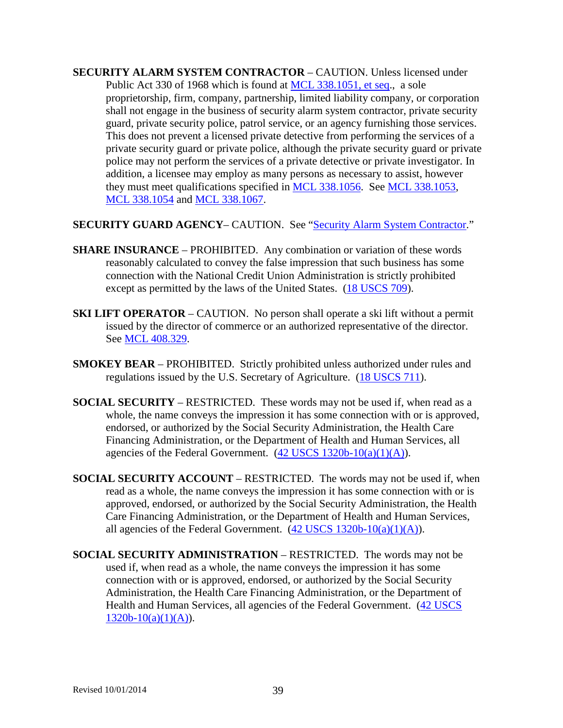**SECURITY ALARM SYSTEM CONTRACTOR** – CAUTION. Unless licensed under Public Act 330 of 1968 which is found at MCL 338.1051, et seq., a sole proprietorship, firm, company, partnership, limited liability company, or corporation shall not engage in the business of security alarm system contractor, private security guard, private security police, patrol service, or an agency furnishing those services. This does not prevent a licensed private detective from performing the services of a private security guard or private police, although the private security guard or private police may not perform the services of a private detective or private investigator. In addition, a licensee may employ as many persons as necessary to assist, however they must meet qualifications specified in MCL 338.1056. See MCL 338.1053, MCL 338.1054 and MCL 338.1067.

**SECURITY GUARD AGENCY**– CAUTION. See "Security Alarm System Contractor."

**SHARE INSURANCE** – PROHIBITED. Any combination or variation of these words reasonably calculated to convey the false impression that such business has some connection with the National Credit Union Administration is strictly prohibited except as permitted by the laws of the United States. (18 USCS 709).

**SKI LIFT OPERATOR** – CAUTION. No person shall operate a ski lift without a permit issued by the director of commerce or an authorized representative of the director. See MCL 408.329.

**SMOKEY BEAR** – PROHIBITED. Strictly prohibited unless authorized under rules and regulations issued by the U.S. Secretary of Agriculture. (18 USCS 711).

**SOCIAL SECURITY** – RESTRICTED. These words may not be used if, when read as a whole, the name conveys the impression it has some connection with or is approved, endorsed, or authorized by the Social Security Administration, the Health Care Financing Administration, or the Department of Health and Human Services, all agencies of the Federal Government. (42 USCS 1320b-10(a)(1)(A)).

**SOCIAL SECURITY ACCOUNT** – RESTRICTED. The words may not be used if, when read as a whole, the name conveys the impression it has some connection with or is approved, endorsed, or authorized by the Social Security Administration, the Health Care Financing Administration, or the Department of Health and Human Services, all agencies of the Federal Government. (42 USCS 1320b-10(a)(1)(A)).

**SOCIAL SECURITY ADMINISTRATION** – RESTRICTED. The words may not be used if, when read as a whole, the name conveys the impression it has some connection with or is approved, endorsed, or authorized by the Social Security Administration, the Health Care Financing Administration, or the Department of Health and Human Services, all agencies of the Federal Government. (42 USCS 1320b-10(a)(1)(A)).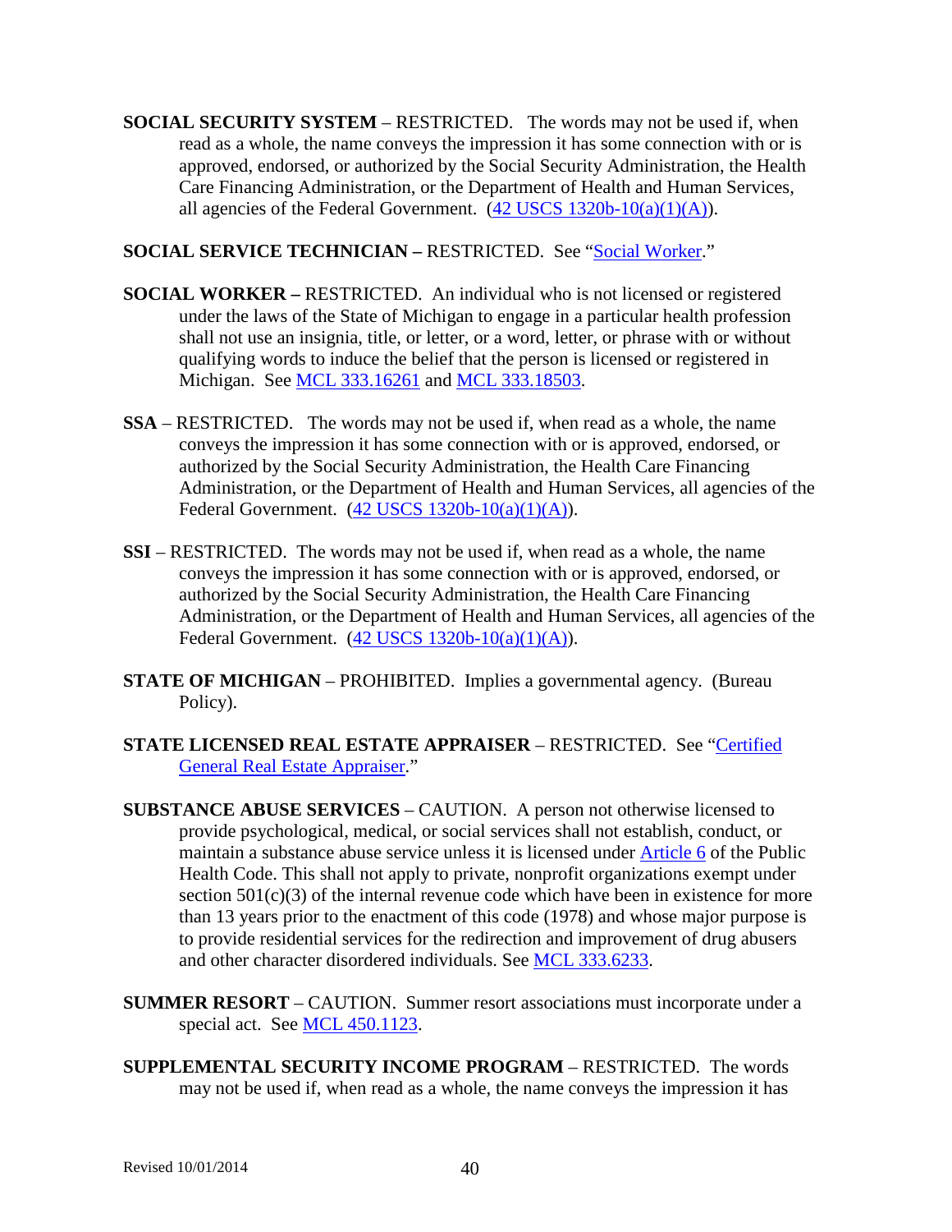**SOCIAL SECURITY SYSTEM** – RESTRICTED. The words may not be used if, when read as a whole, the name conveys the impression it has some connection with or is approved, endorsed, or authorized by the Social Security Administration, the Health Care Financing Administration, or the Department of Health and Human Services, all agencies of the Federal Government. (42 USCS 1320b-10(a)(1)(A)).

**SOCIAL SERVICE TECHNICIAN –** RESTRICTED. See "Social Worker."

**SOCIAL WORKER –** RESTRICTED. An individual who is not licensed or registered under the laws of the State of Michigan to engage in a particular health profession shall not use an insignia, title, or letter, or a word, letter, or phrase with or without qualifying words to induce the belief that the person is licensed or registered in Michigan. See MCL 333.16261 and MCL 333.18503.

**SSA** – RESTRICTED. The words may not be used if, when read as a whole, the name conveys the impression it has some connection with or is approved, endorsed, or authorized by the Social Security Administration, the Health Care Financing Administration, or the Department of Health and Human Services, all agencies of the Federal Government. (42 USCS 1320b-10(a)(1)(A)).

**SSI** – RESTRICTED. The words may not be used if, when read as a whole, the name conveys the impression it has some connection with or is approved, endorsed, or authorized by the Social Security Administration, the Health Care Financing Administration, or the Department of Health and Human Services, all agencies of the Federal Government. (42 USCS 1320b-10(a)(1)(A)).

**STATE OF MICHIGAN** – PROHIBITED. Implies a governmental agency. (Bureau Policy).

**STATE LICENSED REAL ESTATE APPRAISER** – RESTRICTED. See "Certified General Real Estate Appraiser."

**SUBSTANCE ABUSE SERVICES** – CAUTION. A person not otherwise licensed to provide psychological, medical, or social services shall not establish, conduct, or maintain a substance abuse service unless it is licensed under Article 6 of the Public Health Code. This shall not apply to private, nonprofit organizations exempt under section 501(c)(3) of the internal revenue code which have been in existence for more than 13 years prior to the enactment of this code (1978) and whose major purpose is to provide residential services for the redirection and improvement of drug abusers and other character disordered individuals. See MCL 333.6233.

**SUMMER RESORT** – CAUTION. Summer resort associations must incorporate under a special act. See MCL 450.1123.

**SUPPLEMENTAL SECURITY INCOME PROGRAM** – RESTRICTED. The words may not be used if, when read as a whole, the name conveys the impression it has

Revised 10/01/2014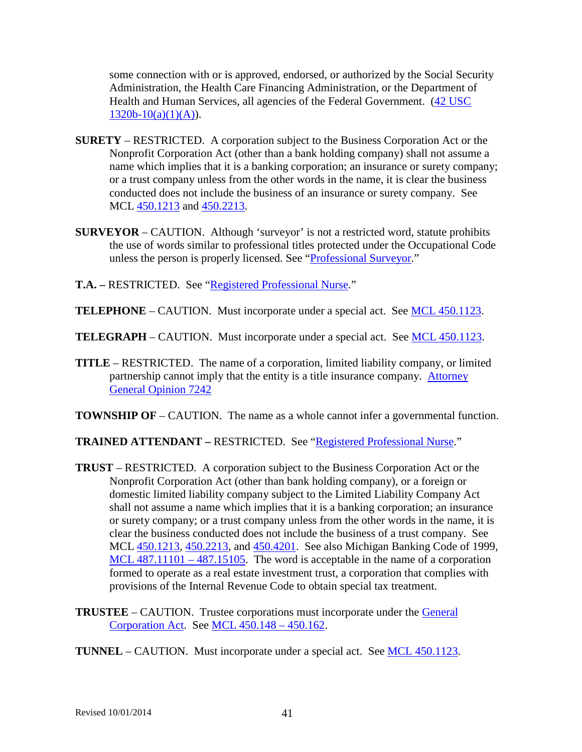some connection with or is approved, endorsed, or authorized by the Social Security Administration, the Health Care Financing Administration, or the Department of Health and Human Services, all agencies of the Federal Government. (42 USC 1320b-10(a)(1)(A)).

**SURETY** – RESTRICTED. A corporation subject to the Business Corporation Act or the Nonprofit Corporation Act (other than a bank holding company) shall not assume a name which implies that it is a banking corporation; an insurance or surety company; or a trust company unless from the other words in the name, it is clear the business conducted does not include the business of an insurance or surety company. See MCL 450.1213 and 450.2213.

**SURVEYOR** – CAUTION. Although 'surveyor' is not a restricted word, statute prohibits the use of words similar to professional titles protected under the Occupational Code unless the person is properly licensed. See "Professional Surveyor."

**T.A. –** RESTRICTED. See "Registered Professional Nurse."

**TELEPHONE** – CAUTION. Must incorporate under a special act. See MCL 450.1123.

**TELEGRAPH** – CAUTION. Must incorporate under a special act. See MCL 450.1123.

**TITLE** – RESTRICTED. The name of a corporation, limited liability company, or limited partnership cannot imply that the entity is a title insurance company. Attorney General Opinion 7242

**TOWNSHIP OF** – CAUTION. The name as a whole cannot infer a governmental function.

**TRAINED ATTENDANT –** RESTRICTED. See "Registered Professional Nurse."

**TRUST** – RESTRICTED. A corporation subject to the Business Corporation Act or the Nonprofit Corporation Act (other than bank holding company), or a foreign or domestic limited liability company subject to the Limited Liability Company Act shall not assume a name which implies that it is a banking corporation; an insurance or surety company; or a trust company unless from the other words in the name, it is clear the business conducted does not include the business of a trust company. See MCL 450.1213, 450.2213, and 450.4201. See also Michigan Banking Code of 1999, MCL 487.11101 – 487.15105. The word is acceptable in the name of a corporation formed to operate as a real estate investment trust, a corporation that complies with provisions of the Internal Revenue Code to obtain special tax treatment.

**TRUSTEE** – CAUTION. Trustee corporations must incorporate under the General Corporation Act. See MCL 450.148 – 450.162.

**TUNNEL** – CAUTION. Must incorporate under a special act. See MCL 450.1123.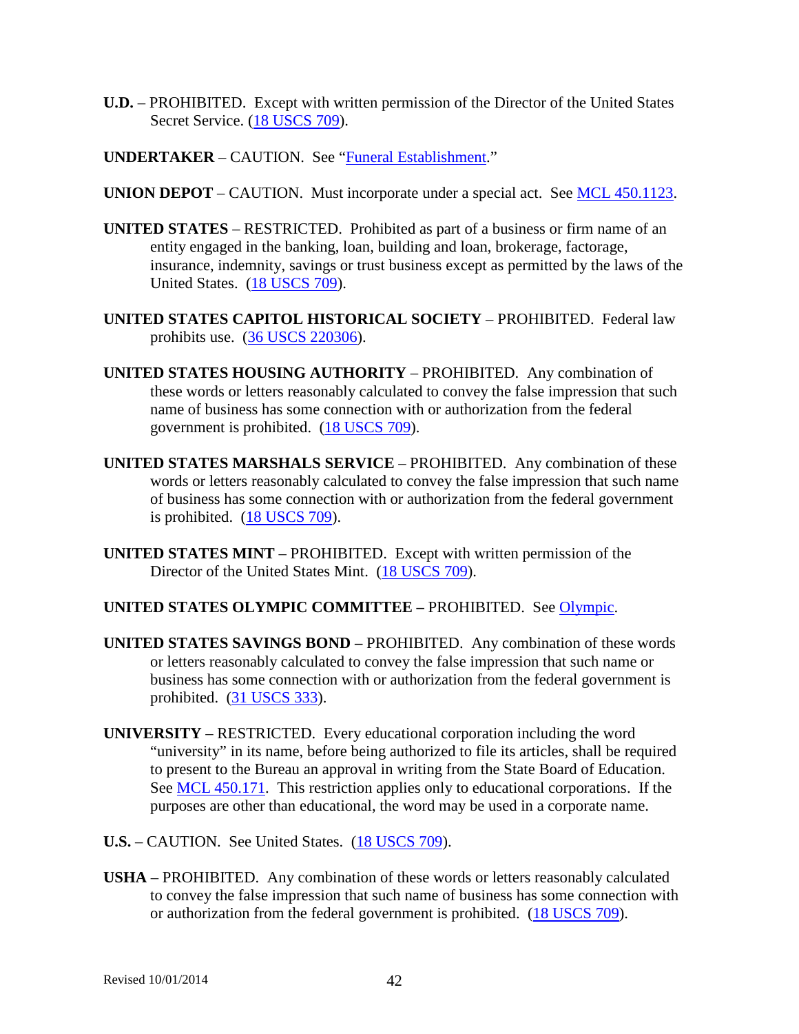**U.D.** – PROHIBITED. Except with written permission of the Director of the United States Secret Service. (18 USCS 709).

**UNDERTAKER** – CAUTION. See "Funeral Establishment."

**UNION DEPOT** – CAUTION. Must incorporate under a special act. See MCL 450.1123.

**UNITED STATES** – RESTRICTED. Prohibited as part of a business or firm name of an entity engaged in the banking, loan, building and loan, brokerage, factorage, insurance, indemnity, savings or trust business except as permitted by the laws of the United States. (18 USCS 709).

**UNITED STATES CAPITOL HISTORICAL SOCIETY** – PROHIBITED. Federal law prohibits use. (36 USCS 220306).

**UNITED STATES HOUSING AUTHORITY** – PROHIBITED. Any combination of these words or letters reasonably calculated to convey the false impression that such name of business has some connection with or authorization from the federal government is prohibited. (18 USCS 709).

**UNITED STATES MARSHALS SERVICE** – PROHIBITED. Any combination of these words or letters reasonably calculated to convey the false impression that such name of business has some connection with or authorization from the federal government is prohibited. (18 USCS 709).

**UNITED STATES MINT** – PROHIBITED. Except with written permission of the Director of the United States Mint. (18 USCS 709).

**UNITED STATES OLYMPIC COMMITTEE –** PROHIBITED. See Olympic.

**UNITED STATES SAVINGS BOND –** PROHIBITED. Any combination of these words or letters reasonably calculated to convey the false impression that such name or business has some connection with or authorization from the federal government is prohibited. (31 USCS 333).

**UNIVERSITY** – RESTRICTED. Every educational corporation including the word "university" in its name, before being authorized to file its articles, shall be required to present to the Bureau an approval in writing from the State Board of Education. See MCL 450.171. This restriction applies only to educational corporations. If the purposes are other than educational, the word may be used in a corporate name.

**U.S.** – CAUTION. See United States. (18 USCS 709).

**USHA** – PROHIBITED. Any combination of these words or letters reasonably calculated to convey the false impression that such name of business has some connection with or authorization from the federal government is prohibited. (18 USCS 709).

Revised 10/01/2014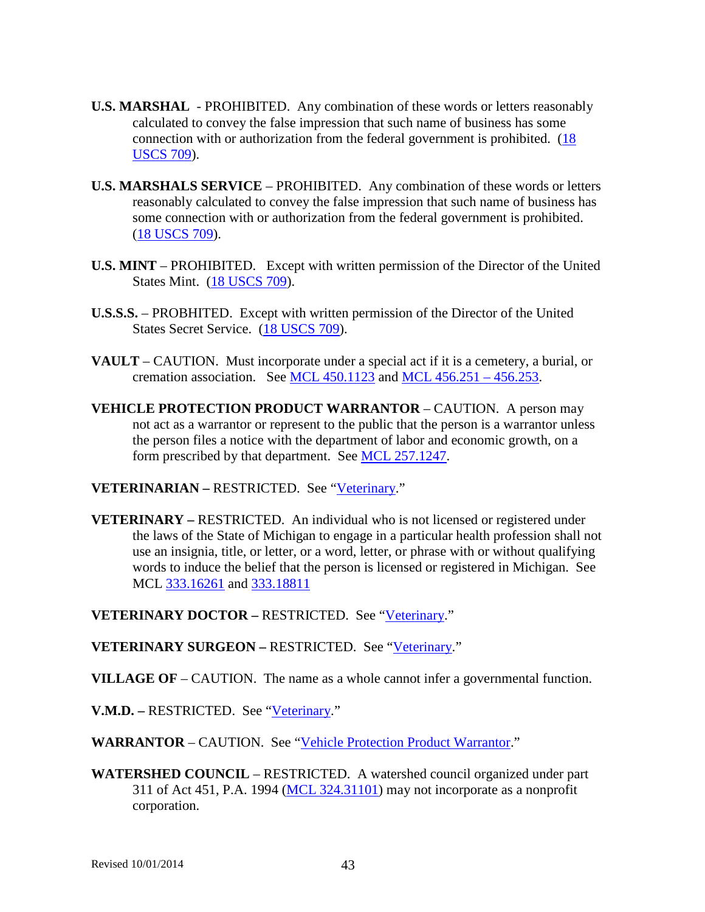**U.S. MARSHAL** - PROHIBITED. Any combination of these words or letters reasonably calculated to convey the false impression that such name of business has some connection with or authorization from the federal government is prohibited. (18 USCS 709).

**U.S. MARSHALS SERVICE** – PROHIBITED. Any combination of these words or letters reasonably calculated to convey the false impression that such name of business has some connection with or authorization from the federal government is prohibited. (18 USCS 709).

**U.S. MINT** – PROHIBITED. Except with written permission of the Director of the United States Mint. (18 USCS 709).

**U.S.S.S.** – PROBHITED. Except with written permission of the Director of the United States Secret Service. (18 USCS 709).

**VAULT** – CAUTION. Must incorporate under a special act if it is a cemetery, a burial, or cremation association. See MCL 450.1123 and MCL 456.251 – 456.253.

**VEHICLE PROTECTION PRODUCT WARRANTOR** – CAUTION. A person may not act as a warrantor or represent to the public that the person is a warrantor unless the person files a notice with the department of labor and economic growth, on a form prescribed by that department. See MCL 257.1247.

**VETERINARIAN –** RESTRICTED. See "Veterinary."

**VETERINARY –** RESTRICTED. An individual who is not licensed or registered under the laws of the State of Michigan to engage in a particular health profession shall not use an insignia, title, or letter, or a word, letter, or phrase with or without qualifying words to induce the belief that the person is licensed or registered in Michigan. See MCL 333.16261 and 333.18811

**VETERINARY DOCTOR –** RESTRICTED. See "Veterinary."

**VETERINARY SURGEON –** RESTRICTED. See "Veterinary."

**VILLAGE OF** – CAUTION. The name as a whole cannot infer a governmental function.

**V.M.D. –** RESTRICTED. See "Veterinary."

**WARRANTOR** – CAUTION. See "Vehicle Protection Product Warrantor."

**WATERSHED COUNCIL** – RESTRICTED. A watershed council organized under part 311 of Act 451, P.A. 1994 (MCL 324.31101) may not incorporate as a nonprofit corporation.

Revised 10/01/2014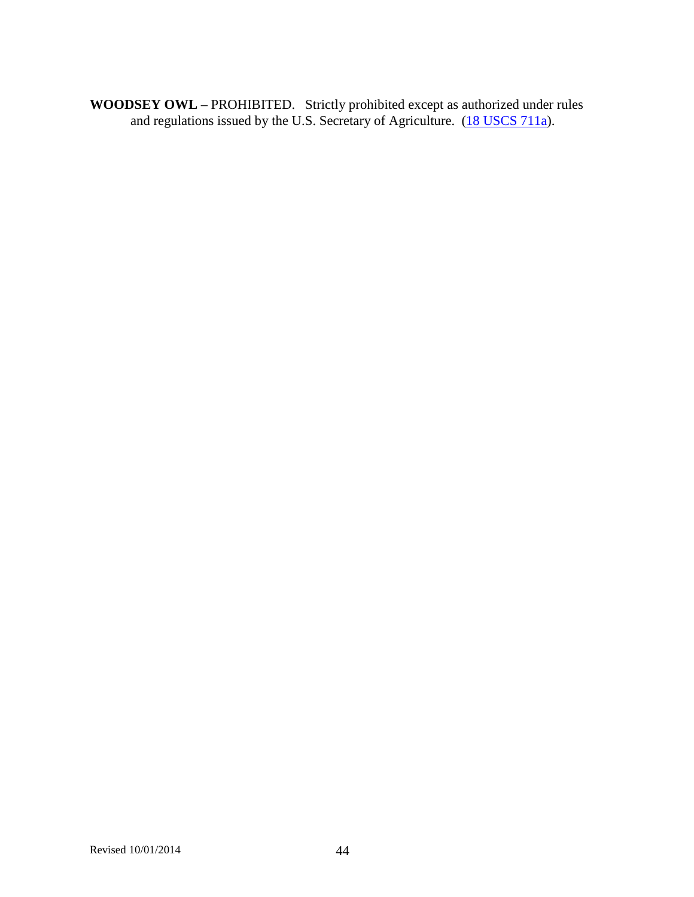**WOODSEY OWL** – PROHIBITED. Strictly prohibited except as authorized under rules and regulations issued by the U.S. Secretary of Agriculture. (18 USCS 711a).

Revised 10/01/2014